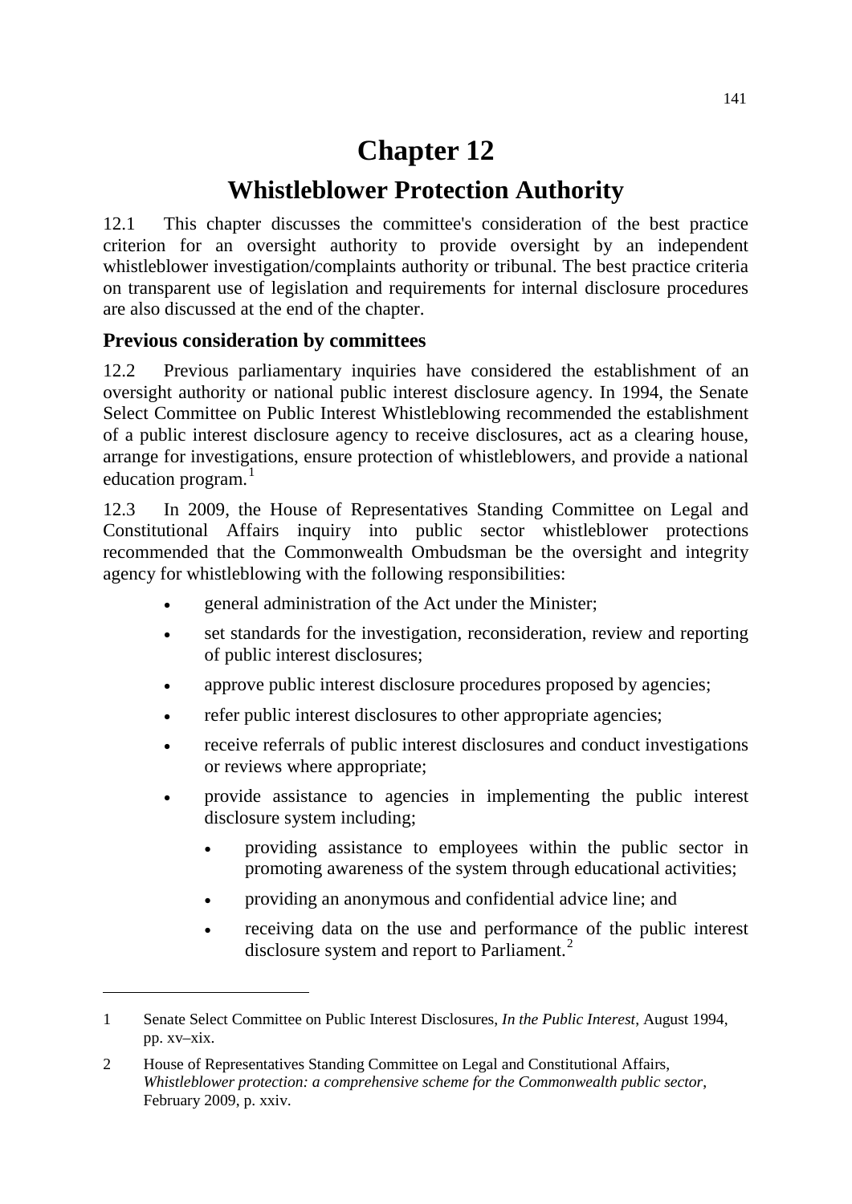# Chapter 12

# Whistleblower Protection Authority

12.1 This chapter discusses the committee's consideration of the best practice criterion for an oversight authority to provide oversight by an independent whistleblower investigation/complaints authority or tribunal. The best practice criteria on transparent use of legislation and requirements for internal disclosure procedures are also discussed at the end of the chapter.

## Previous consideration by committees

12.2 Previous parliamentary inquiries have considered the establishment of an oversight authority or national public interest disclosure agency. In 1994, the Senate Select Committee on Public Interest Whistleblowing recommended the establishment of a public interest disclosure agency to receive disclosures, act as a clearing house, arrange for investigations, ensure protection of whistleblowers, and provide a national education program.[1]

12.3 In 2009, the House of Representatives Standing Committee on Legal and Constitutional Affairs inquiry into public sector whistleblower protections recommended that the Commonwealth Ombudsman be the oversight and integrity agency for whistleblowing with the following responsibilities:

- general administration of the Act under the Minister;
- set standards for the investigation, reconsideration, review and reporting of public interest disclosures;
- approve public interest disclosure procedures proposed by agencies;
- refer public interest disclosures to other appropriate agencies;
- receive referrals of public interest disclosures and conduct investigations or reviews where appropriate;
- provide assistance to agencies in implementing the public interest disclosure system including;
  - providing assistance to employees within the public sector in promoting awareness of the system through educational activities;
  - providing an anonymous and confidential advice line; and
  - receiving data on the use and performance of the public interest disclosure system and report to Parliament.[2]

---

1 Senate Select Committee on Public Interest Disclosures, *In the Public Interest*, August 1994, pp. xv–xix.

2 House of Representatives Standing Committee on Legal and Constitutional Affairs, *Whistleblower protection: a comprehensive scheme for the Commonwealth public sector*, February 2009, p. xxiv.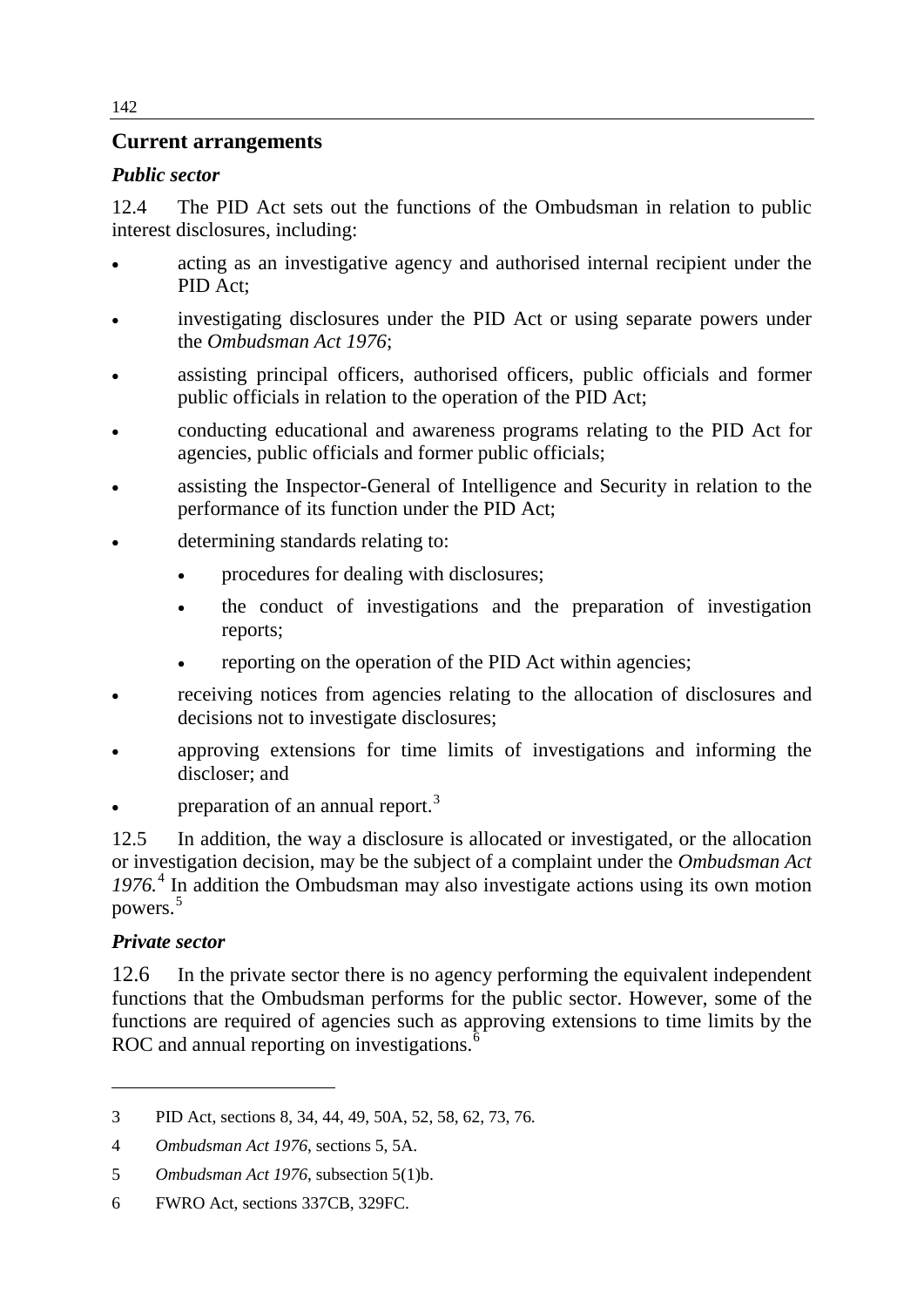## Current arrangements

### *Public sector*

12.4 The PID Act sets out the functions of the Ombudsman in relation to public interest disclosures, including:

- acting as an investigative agency and authorised internal recipient under the PID Act;
- investigating disclosures under the PID Act or using separate powers under the *Ombudsman Act 1976*;
- assisting principal officers, authorised officers, public officials and former public officials in relation to the operation of the PID Act;
- conducting educational and awareness programs relating to the PID Act for agencies, public officials and former public officials;
- assisting the Inspector-General of Intelligence and Security in relation to the performance of its function under the PID Act;
- determining standards relating to:
  - procedures for dealing with disclosures;
  - the conduct of investigations and the preparation of investigation reports;
  - reporting on the operation of the PID Act within agencies;
- receiving notices from agencies relating to the allocation of disclosures and decisions not to investigate disclosures;
- approving extensions for time limits of investigations and informing the discloser; and
- preparation of an annual report.[3]

12.5 In addition, the way a disclosure is allocated or investigated, or the allocation or investigation decision, may be the subject of a complaint under the *Ombudsman Act 1976.*[4] In addition the Ombudsman may also investigate actions using its own motion powers.[5]

### *Private sector*

12.6 In the private sector there is no agency performing the equivalent independent functions that the Ombudsman performs for the public sector. However, some of the functions are required of agencies such as approving extensions to time limits by the ROC and annual reporting on investigations.[6]

---

3 PID Act, sections 8, 34, 44, 49, 50A, 52, 58, 62, 73, 76.

4 *Ombudsman Act 1976*, sections 5, 5A.

5 *Ombudsman Act 1976*, subsection 5(1)b.

6 FWRO Act, sections 337CB, 329FC.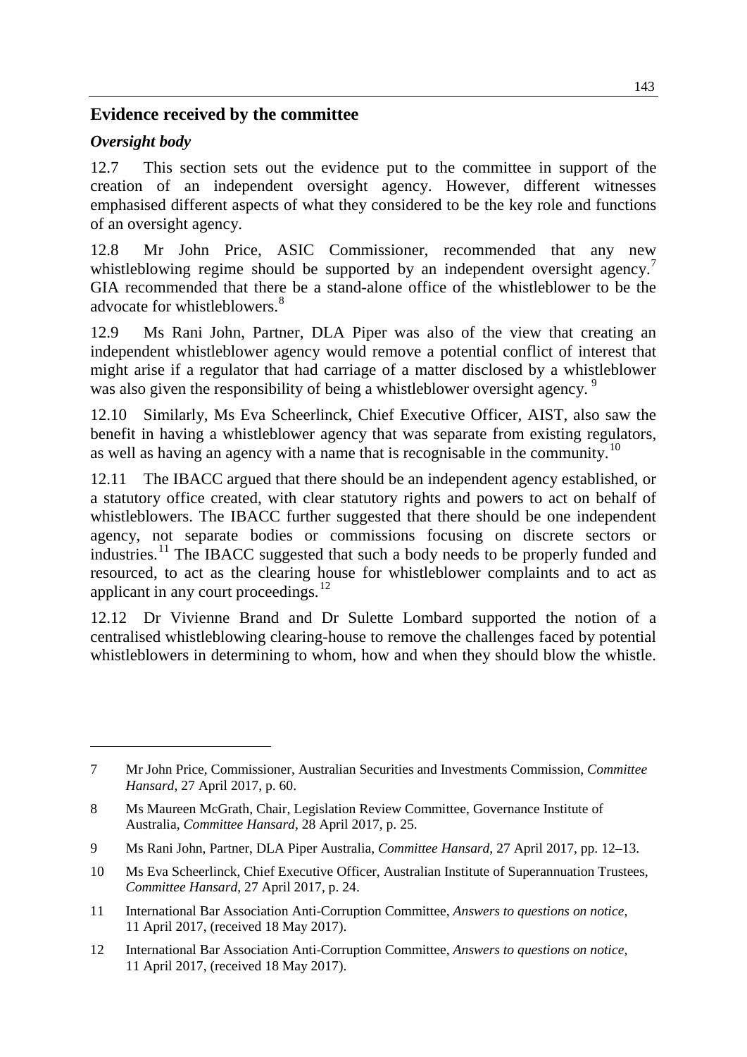## Evidence received by the committee

### *Oversight body*

12.7 This section sets out the evidence put to the committee in support of the creation of an independent oversight agency. However, different witnesses emphasised different aspects of what they considered to be the key role and functions of an oversight agency.

12.8 Mr John Price, ASIC Commissioner, recommended that any new whistleblowing regime should be supported by an independent oversight agency.[7] GIA recommended that there be a stand-alone office of the whistleblower to be the advocate for whistleblowers.[8]

12.9 Ms Rani John, Partner, DLA Piper was also of the view that creating an independent whistleblower agency would remove a potential conflict of interest that might arise if a regulator that had carriage of a matter disclosed by a whistleblower was also given the responsibility of being a whistleblower oversight agency.[9]

12.10 Similarly, Ms Eva Scheerlinck, Chief Executive Officer, AIST, also saw the benefit in having a whistleblower agency that was separate from existing regulators, as well as having an agency with a name that is recognisable in the community.[10]

12.11 The IBACC argued that there should be an independent agency established, or a statutory office created, with clear statutory rights and powers to act on behalf of whistleblowers. The IBACC further suggested that there should be one independent agency, not separate bodies or commissions focusing on discrete sectors or industries.[11] The IBACC suggested that such a body needs to be properly funded and resourced, to act as the clearing house for whistleblower complaints and to act as applicant in any court proceedings.[12]

12.12 Dr Vivienne Brand and Dr Sulette Lombard supported the notion of a centralised whistleblowing clearing-house to remove the challenges faced by potential whistleblowers in determining to whom, how and when they should blow the whistle.

---

7 Mr John Price, Commissioner, Australian Securities and Investments Commission, *Committee Hansard*, 27 April 2017, p. 60.

8 Ms Maureen McGrath, Chair, Legislation Review Committee, Governance Institute of Australia, *Committee Hansard*, 28 April 2017, p. 25.

9 Ms Rani John, Partner, DLA Piper Australia, *Committee Hansard*, 27 April 2017, pp. 12–13.

10 Ms Eva Scheerlinck, Chief Executive Officer, Australian Institute of Superannuation Trustees, *Committee Hansard*, 27 April 2017, p. 24.

11 International Bar Association Anti-Corruption Committee, *Answers to questions on notice,* 11 April 2017, (received 18 May 2017).

12 International Bar Association Anti-Corruption Committee, *Answers to questions on notice,* 11 April 2017, (received 18 May 2017).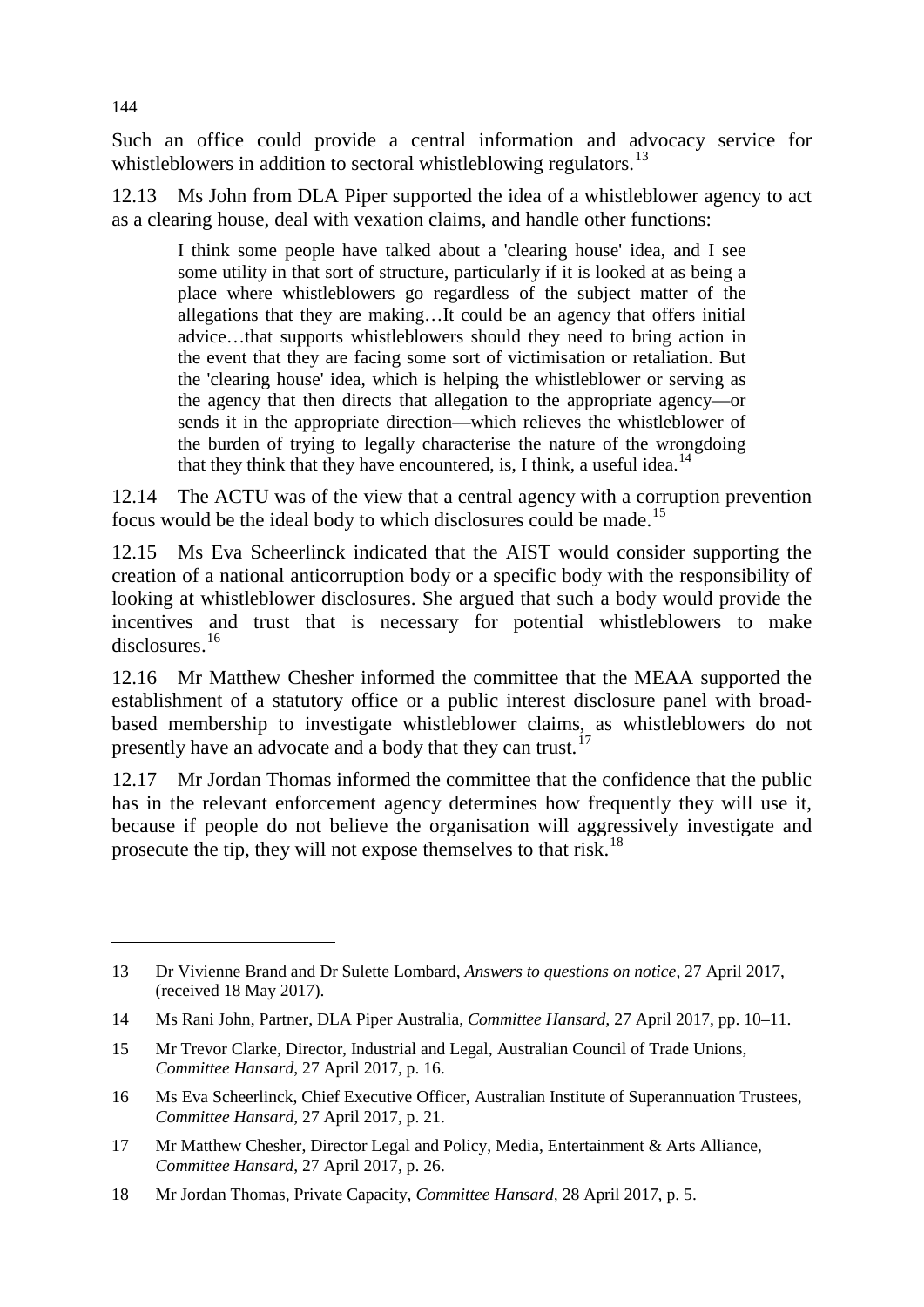Such an office could provide a central information and advocacy service for whistleblowers in addition to sectoral whistleblowing regulators.[13]

12.13 Ms John from DLA Piper supported the idea of a whistleblower agency to act as a clearing house, deal with vexation claims, and handle other functions:

> I think some people have talked about a 'clearing house' idea, and I see some utility in that sort of structure, particularly if it is looked at as being a place where whistleblowers go regardless of the subject matter of the allegations that they are making…It could be an agency that offers initial advice…that supports whistleblowers should they need to bring action in the event that they are facing some sort of victimisation or retaliation. But the 'clearing house' idea, which is helping the whistleblower or serving as the agency that then directs that allegation to the appropriate agency—or sends it in the appropriate direction—which relieves the whistleblower of the burden of trying to legally characterise the nature of the wrongdoing that they think that they have encountered, is, I think, a useful idea.[14]

12.14 The ACTU was of the view that a central agency with a corruption prevention focus would be the ideal body to which disclosures could be made.[15]

12.15 Ms Eva Scheerlinck indicated that the AIST would consider supporting the creation of a national anticorruption body or a specific body with the responsibility of looking at whistleblower disclosures. She argued that such a body would provide the incentives and trust that is necessary for potential whistleblowers to make disclosures.[16]

12.16 Mr Matthew Chesher informed the committee that the MEAA supported the establishment of a statutory office or a public interest disclosure panel with broad-based membership to investigate whistleblower claims, as whistleblowers do not presently have an advocate and a body that they can trust.[17]

12.17 Mr Jordan Thomas informed the committee that the confidence that the public has in the relevant enforcement agency determines how frequently they will use it, because if people do not believe the organisation will aggressively investigate and prosecute the tip, they will not expose themselves to that risk.[18]

---

13 Dr Vivienne Brand and Dr Sulette Lombard, *Answers to questions on notice*, 27 April 2017, (received 18 May 2017).

14 Ms Rani John, Partner, DLA Piper Australia, *Committee Hansard*, 27 April 2017, pp. 10–11.

15 Mr Trevor Clarke, Director, Industrial and Legal, Australian Council of Trade Unions, *Committee Hansard*, 27 April 2017, p. 16.

16 Ms Eva Scheerlinck, Chief Executive Officer, Australian Institute of Superannuation Trustees, *Committee Hansard*, 27 April 2017, p. 21.

17 Mr Matthew Chesher, Director Legal and Policy, Media, Entertainment & Arts Alliance, *Committee Hansard*, 27 April 2017, p. 26.

18 Mr Jordan Thomas, Private Capacity, *Committee Hansard*, 28 April 2017, p. 5.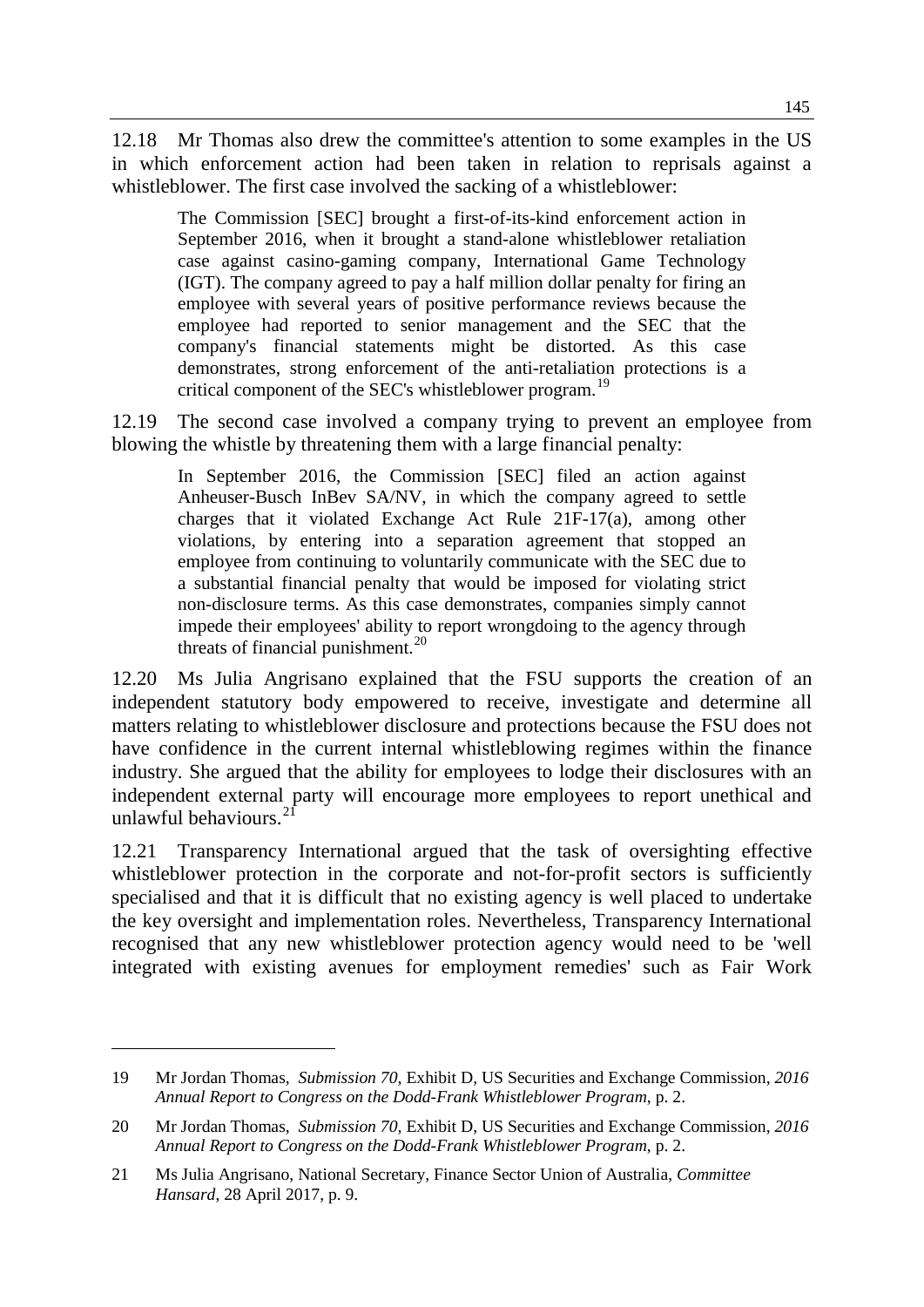12.18 Mr Thomas also drew the committee's attention to some examples in the US in which enforcement action had been taken in relation to reprisals against a whistleblower. The first case involved the sacking of a whistleblower:

> The Commission [SEC] brought a first-of-its-kind enforcement action in September 2016, when it brought a stand-alone whistleblower retaliation case against casino-gaming company, International Game Technology (IGT). The company agreed to pay a half million dollar penalty for firing an employee with several years of positive performance reviews because the employee had reported to senior management and the SEC that the company's financial statements might be distorted. As this case demonstrates, strong enforcement of the anti-retaliation protections is a critical component of the SEC's whistleblower program.[19]

12.19 The second case involved a company trying to prevent an employee from blowing the whistle by threatening them with a large financial penalty:

> In September 2016, the Commission [SEC] filed an action against Anheuser-Busch InBev SA/NV, in which the company agreed to settle charges that it violated Exchange Act Rule 21F-17(a), among other violations, by entering into a separation agreement that stopped an employee from continuing to voluntarily communicate with the SEC due to a substantial financial penalty that would be imposed for violating strict non-disclosure terms. As this case demonstrates, companies simply cannot impede their employees' ability to report wrongdoing to the agency through threats of financial punishment.[20]

12.20 Ms Julia Angrisano explained that the FSU supports the creation of an independent statutory body empowered to receive, investigate and determine all matters relating to whistleblower disclosure and protections because the FSU does not have confidence in the current internal whistleblowing regimes within the finance industry. She argued that the ability for employees to lodge their disclosures with an independent external party will encourage more employees to report unethical and unlawful behaviours.[21]

12.21 Transparency International argued that the task of oversighting effective whistleblower protection in the corporate and not-for-profit sectors is sufficiently specialised and that it is difficult that no existing agency is well placed to undertake the key oversight and implementation roles. Nevertheless, Transparency International recognised that any new whistleblower protection agency would need to be 'well integrated with existing avenues for employment remedies' such as Fair Work

---

19 Mr Jordan Thomas, *Submission 70,* Exhibit D, US Securities and Exchange Commission, *2016 Annual Report to Congress on the Dodd-Frank Whistleblower Program*, p. 2.

20 Mr Jordan Thomas, *Submission 70,* Exhibit D, US Securities and Exchange Commission, *2016 Annual Report to Congress on the Dodd-Frank Whistleblower Program*, p. 2.

21 Ms Julia Angrisano, National Secretary, Finance Sector Union of Australia, *Committee Hansard*, 28 April 2017, p. 9.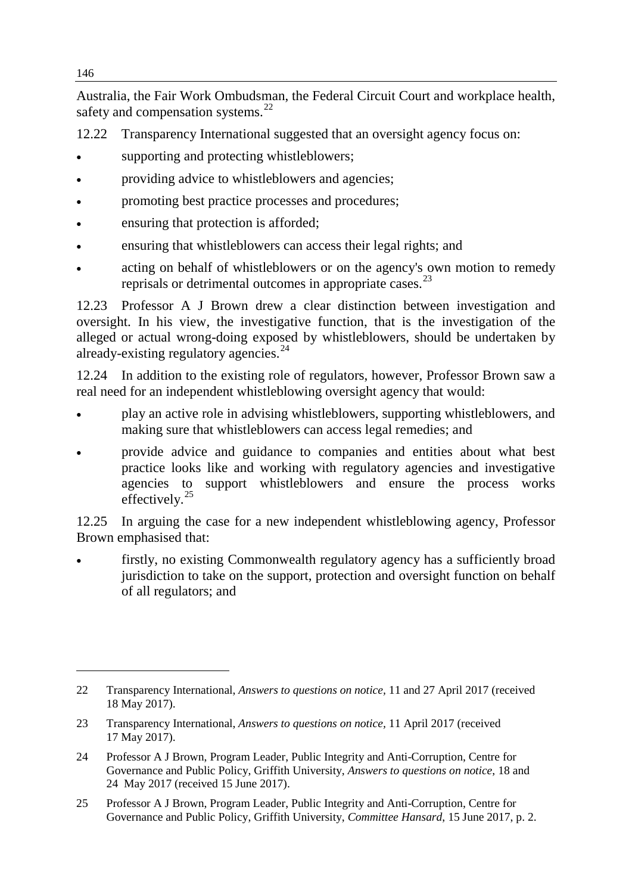Australia, the Fair Work Ombudsman, the Federal Circuit Court and workplace health, safety and compensation systems.[22]

12.22 Transparency International suggested that an oversight agency focus on:

- supporting and protecting whistleblowers;
- providing advice to whistleblowers and agencies;
- promoting best practice processes and procedures;
- ensuring that protection is afforded;
- ensuring that whistleblowers can access their legal rights; and
- acting on behalf of whistleblowers or on the agency's own motion to remedy reprisals or detrimental outcomes in appropriate cases.[23]

12.23 Professor A J Brown drew a clear distinction between investigation and oversight. In his view, the investigative function, that is the investigation of the alleged or actual wrong-doing exposed by whistleblowers, should be undertaken by already-existing regulatory agencies.[24]

12.24 In addition to the existing role of regulators, however, Professor Brown saw a real need for an independent whistleblowing oversight agency that would:

- play an active role in advising whistleblowers, supporting whistleblowers, and making sure that whistleblowers can access legal remedies; and
- provide advice and guidance to companies and entities about what best practice looks like and working with regulatory agencies and investigative agencies to support whistleblowers and ensure the process works effectively.[25]

12.25 In arguing the case for a new independent whistleblowing agency, Professor Brown emphasised that:

- firstly, no existing Commonwealth regulatory agency has a sufficiently broad jurisdiction to take on the support, protection and oversight function on behalf of all regulators; and

---

22 Transparency International, *Answers to questions on notice*, 11 and 27 April 2017 (received 18 May 2017).

23 Transparency International, *Answers to questions on notice*, 11 April 2017 (received 17 May 2017).

24 Professor A J Brown, Program Leader, Public Integrity and Anti-Corruption, Centre for Governance and Public Policy, Griffith University, *Answers to questions on notice*, 18 and 24 May 2017 (received 15 June 2017).

25 Professor A J Brown, Program Leader, Public Integrity and Anti-Corruption, Centre for Governance and Public Policy, Griffith University, *Committee Hansard*, 15 June 2017, p. 2.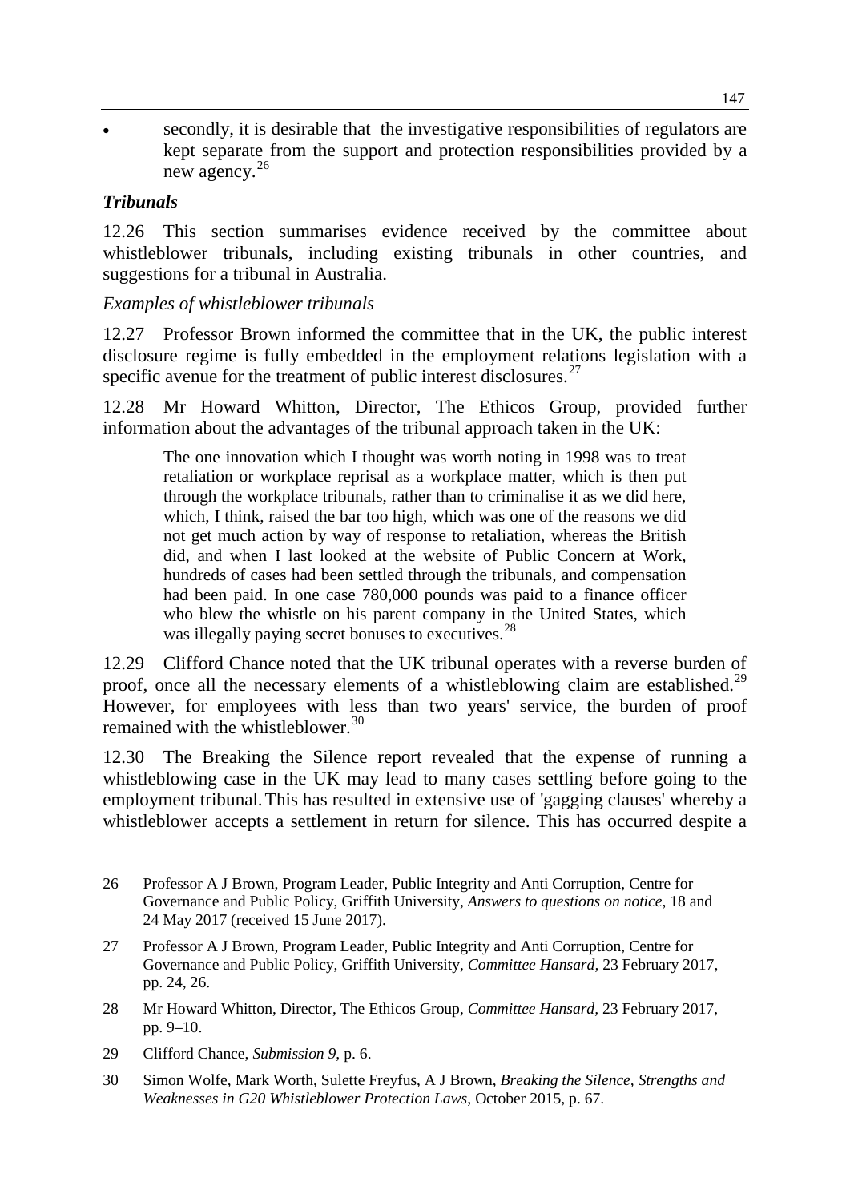- secondly, it is desirable that the investigative responsibilities of regulators are kept separate from the support and protection responsibilities provided by a new agency.[26]

### *Tribunals*

12.26 This section summarises evidence received by the committee about whistleblower tribunals, including existing tribunals in other countries, and suggestions for a tribunal in Australia.

*Examples of whistleblower tribunals*

12.27 Professor Brown informed the committee that in the UK, the public interest disclosure regime is fully embedded in the employment relations legislation with a specific avenue for the treatment of public interest disclosures.[27]

12.28 Mr Howard Whitton, Director, The Ethicos Group, provided further information about the advantages of the tribunal approach taken in the UK:

> The one innovation which I thought was worth noting in 1998 was to treat retaliation or workplace reprisal as a workplace matter, which is then put through the workplace tribunals, rather than to criminalise it as we did here, which, I think, raised the bar too high, which was one of the reasons we did not get much action by way of response to retaliation, whereas the British did, and when I last looked at the website of Public Concern at Work, hundreds of cases had been settled through the tribunals, and compensation had been paid. In one case 780,000 pounds was paid to a finance officer who blew the whistle on his parent company in the United States, which was illegally paying secret bonuses to executives.[28]

12.29 Clifford Chance noted that the UK tribunal operates with a reverse burden of proof, once all the necessary elements of a whistleblowing claim are established.[29] However, for employees with less than two years' service, the burden of proof remained with the whistleblower.[30]

12.30 The Breaking the Silence report revealed that the expense of running a whistleblowing case in the UK may lead to many cases settling before going to the employment tribunal. This has resulted in extensive use of 'gagging clauses' whereby a whistleblower accepts a settlement in return for silence. This has occurred despite a

---

26 Professor A J Brown, Program Leader, Public Integrity and Anti Corruption, Centre for Governance and Public Policy, Griffith University, *Answers to questions on notice*, 18 and 24 May 2017 (received 15 June 2017).

27 Professor A J Brown, Program Leader, Public Integrity and Anti Corruption, Centre for Governance and Public Policy, Griffith University, *Committee Hansard*, 23 February 2017, pp. 24, 26.

28 Mr Howard Whitton, Director, The Ethicos Group, *Committee Hansard*, 23 February 2017, pp. 9–10.

29 Clifford Chance, *Submission 9*, p. 6.

30 Simon Wolfe, Mark Worth, Sulette Freyfus, A J Brown, *Breaking the Silence, Strengths and Weaknesses in G20 Whistleblower Protection Laws*, October 2015, p. 67.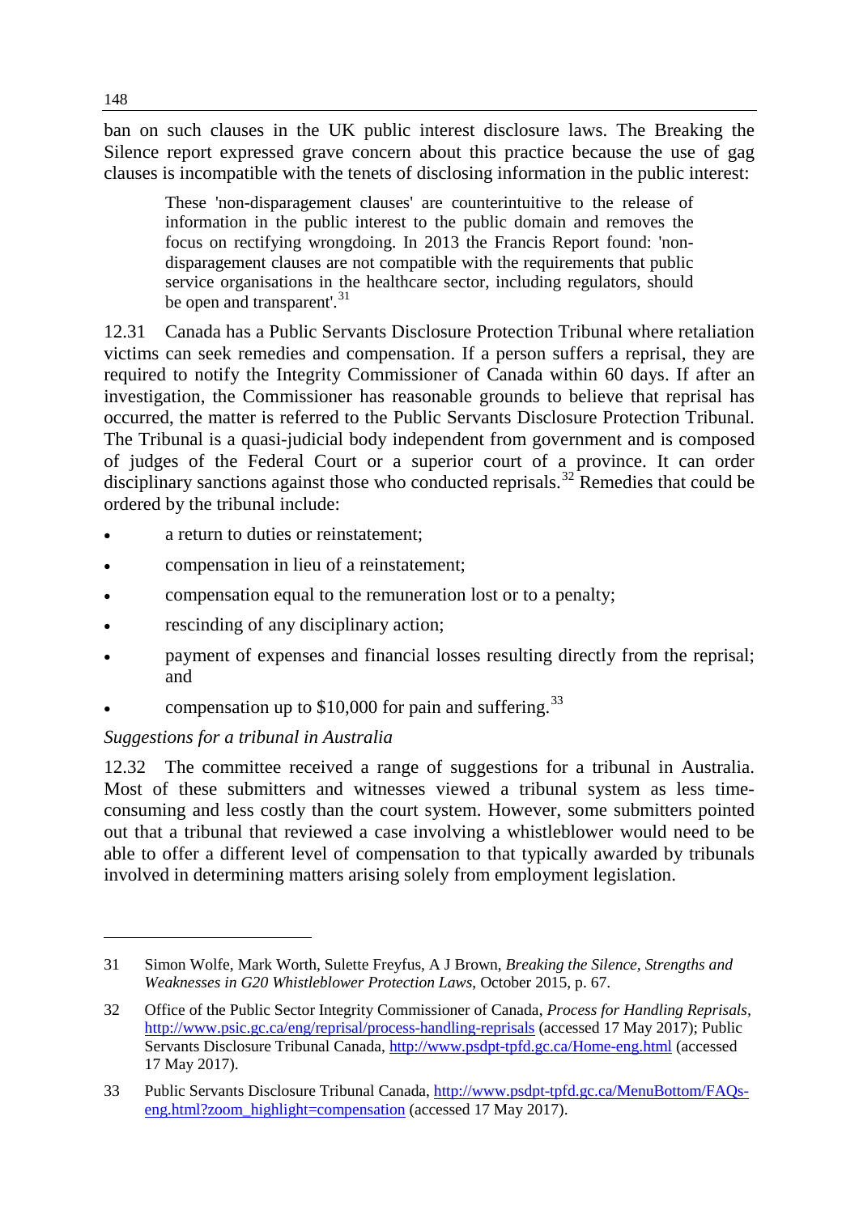ban on such clauses in the UK public interest disclosure laws. The Breaking the Silence report expressed grave concern about this practice because the use of gag clauses is incompatible with the tenets of disclosing information in the public interest:

> These 'non-disparagement clauses' are counterintuitive to the release of information in the public interest to the public domain and removes the focus on rectifying wrongdoing. In 2013 the Francis Report found: 'non-disparagement clauses are not compatible with the requirements that public service organisations in the healthcare sector, including regulators, should be open and transparent'.[31]

12.31 Canada has a Public Servants Disclosure Protection Tribunal where retaliation victims can seek remedies and compensation. If a person suffers a reprisal, they are required to notify the Integrity Commissioner of Canada within 60 days. If after an investigation, the Commissioner has reasonable grounds to believe that reprisal has occurred, the matter is referred to the Public Servants Disclosure Protection Tribunal. The Tribunal is a quasi-judicial body independent from government and is composed of judges of the Federal Court or a superior court of a province. It can order disciplinary sanctions against those who conducted reprisals.[32] Remedies that could be ordered by the tribunal include:

- a return to duties or reinstatement;
- compensation in lieu of a reinstatement;
- compensation equal to the remuneration lost or to a penalty;
- rescinding of any disciplinary action;
- payment of expenses and financial losses resulting directly from the reprisal; and
- compensation up to $10,000 for pain and suffering.[33]

*Suggestions for a tribunal in Australia*

12.32 The committee received a range of suggestions for a tribunal in Australia. Most of these submitters and witnesses viewed a tribunal system as less time-consuming and less costly than the court system. However, some submitters pointed out that a tribunal that reviewed a case involving a whistleblower would need to be able to offer a different level of compensation to that typically awarded by tribunals involved in determining matters arising solely from employment legislation.

---

31 Simon Wolfe, Mark Worth, Sulette Freyfus, A J Brown, *Breaking the Silence, Strengths and Weaknesses in G20 Whistleblower Protection Laws*, October 2015, p. 67.

32 Office of the Public Sector Integrity Commissioner of Canada, *Process for Handling Reprisals*, http://www.psic.gc.ca/eng/reprisal/process-handling-reprisals (accessed 17 May 2017); Public Servants Disclosure Tribunal Canada, http://www.psdpt-tpfd.gc.ca/Home-eng.html (accessed 17 May 2017).

33 Public Servants Disclosure Tribunal Canada, http://www.psdpt-tpfd.gc.ca/MenuBottom/FAQs-eng.html?zoom_highlight=compensation (accessed 17 May 2017).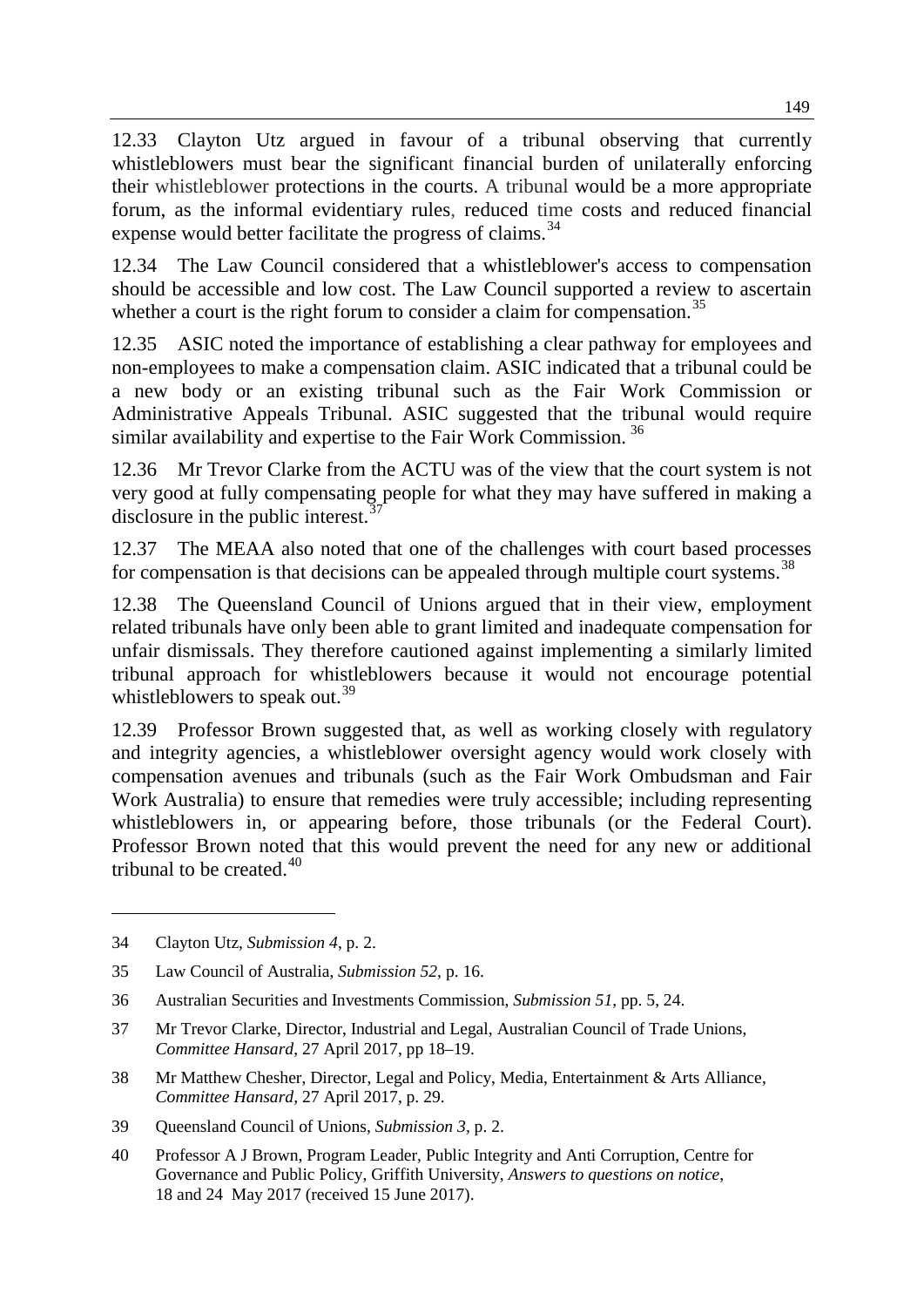12.33 Clayton Utz argued in favour of a tribunal observing that currently whistleblowers must bear the significant financial burden of unilaterally enforcing their whistleblower protections in the courts. A tribunal would be a more appropriate forum, as the informal evidentiary rules, reduced time costs and reduced financial expense would better facilitate the progress of claims.[34]

12.34 The Law Council considered that a whistleblower's access to compensation should be accessible and low cost. The Law Council supported a review to ascertain whether a court is the right forum to consider a claim for compensation.[35]

12.35 ASIC noted the importance of establishing a clear pathway for employees and non-employees to make a compensation claim. ASIC indicated that a tribunal could be a new body or an existing tribunal such as the Fair Work Commission or Administrative Appeals Tribunal. ASIC suggested that the tribunal would require similar availability and expertise to the Fair Work Commission.[36]

12.36 Mr Trevor Clarke from the ACTU was of the view that the court system is not very good at fully compensating people for what they may have suffered in making a disclosure in the public interest.[37]

12.37 The MEAA also noted that one of the challenges with court based processes for compensation is that decisions can be appealed through multiple court systems.[38]

12.38 The Queensland Council of Unions argued that in their view, employment related tribunals have only been able to grant limited and inadequate compensation for unfair dismissals. They therefore cautioned against implementing a similarly limited tribunal approach for whistleblowers because it would not encourage potential whistleblowers to speak out.[39]

12.39 Professor Brown suggested that, as well as working closely with regulatory and integrity agencies, a whistleblower oversight agency would work closely with compensation avenues and tribunals (such as the Fair Work Ombudsman and Fair Work Australia) to ensure that remedies were truly accessible; including representing whistleblowers in, or appearing before, those tribunals (or the Federal Court). Professor Brown noted that this would prevent the need for any new or additional tribunal to be created.[40]

---

34 Clayton Utz, *Submission 4*, p. 2.

35 Law Council of Australia, *Submission 52*, p. 16.

36 Australian Securities and Investments Commission, *Submission 51*, pp. 5, 24.

37 Mr Trevor Clarke, Director, Industrial and Legal, Australian Council of Trade Unions, *Committee Hansard*, 27 April 2017, pp 18–19.

38 Mr Matthew Chesher, Director, Legal and Policy, Media, Entertainment & Arts Alliance, *Committee Hansard*, 27 April 2017, p. 29.

39 Queensland Council of Unions, *Submission 3*, p. 2.

40 Professor A J Brown, Program Leader, Public Integrity and Anti Corruption, Centre for Governance and Public Policy, Griffith University, *Answers to questions on notice*, 18 and 24 May 2017 (received 15 June 2017).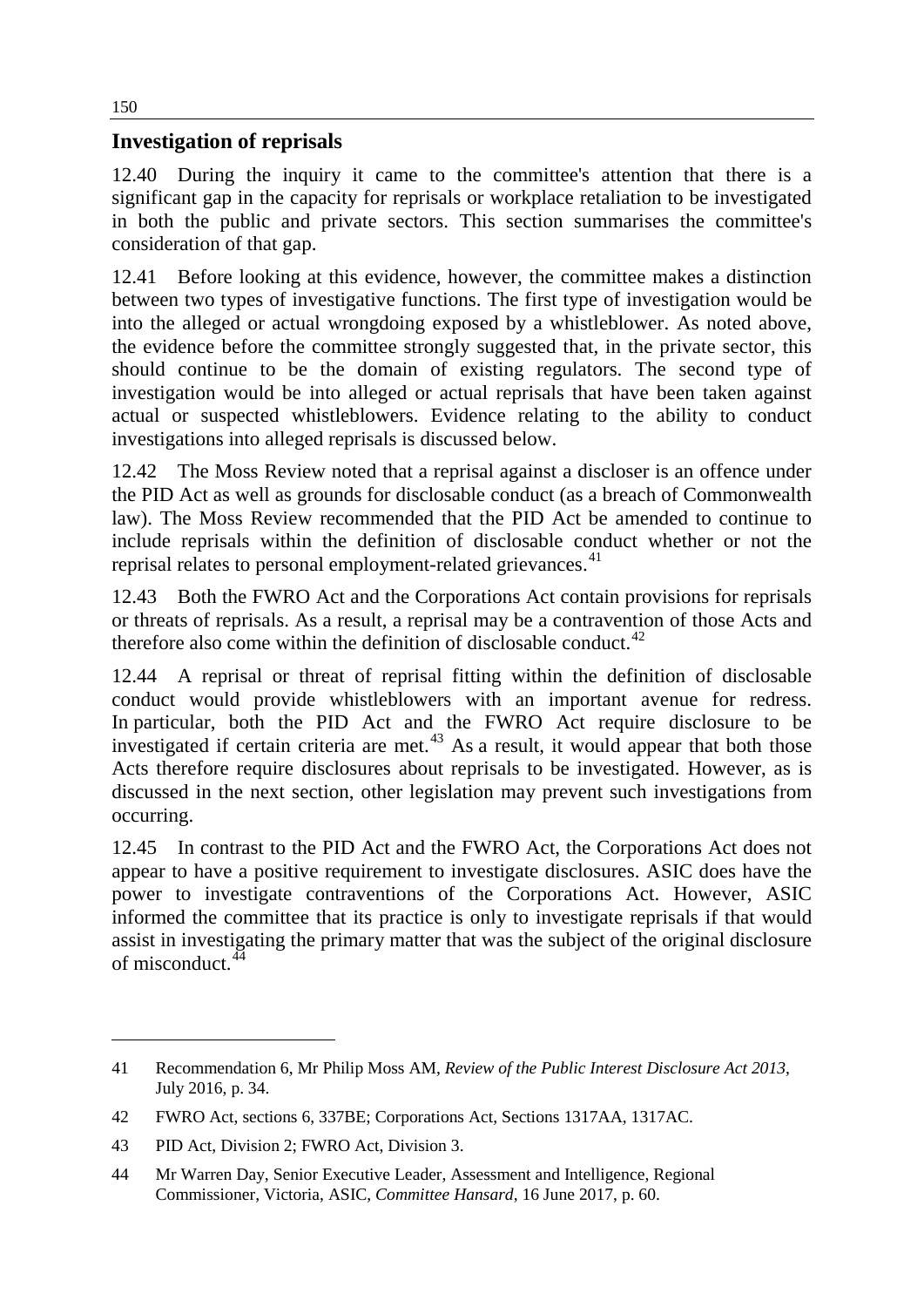## Investigation of reprisals

12.40 During the inquiry it came to the committee's attention that there is a significant gap in the capacity for reprisals or workplace retaliation to be investigated in both the public and private sectors. This section summarises the committee's consideration of that gap.

12.41 Before looking at this evidence, however, the committee makes a distinction between two types of investigative functions. The first type of investigation would be into the alleged or actual wrongdoing exposed by a whistleblower. As noted above, the evidence before the committee strongly suggested that, in the private sector, this should continue to be the domain of existing regulators. The second type of investigation would be into alleged or actual reprisals that have been taken against actual or suspected whistleblowers. Evidence relating to the ability to conduct investigations into alleged reprisals is discussed below.

12.42 The Moss Review noted that a reprisal against a discloser is an offence under the PID Act as well as grounds for disclosable conduct (as a breach of Commonwealth law). The Moss Review recommended that the PID Act be amended to continue to include reprisals within the definition of disclosable conduct whether or not the reprisal relates to personal employment-related grievances.[41]

12.43 Both the FWRO Act and the Corporations Act contain provisions for reprisals or threats of reprisals. As a result, a reprisal may be a contravention of those Acts and therefore also come within the definition of disclosable conduct.[42]

12.44 A reprisal or threat of reprisal fitting within the definition of disclosable conduct would provide whistleblowers with an important avenue for redress. In particular, both the PID Act and the FWRO Act require disclosure to be investigated if certain criteria are met.[43] As a result, it would appear that both those Acts therefore require disclosures about reprisals to be investigated. However, as is discussed in the next section, other legislation may prevent such investigations from occurring.

12.45 In contrast to the PID Act and the FWRO Act, the Corporations Act does not appear to have a positive requirement to investigate disclosures. ASIC does have the power to investigate contraventions of the Corporations Act. However, ASIC informed the committee that its practice is only to investigate reprisals if that would assist in investigating the primary matter that was the subject of the original disclosure of misconduct.[44]

---

41 Recommendation 6, Mr Philip Moss AM, *Review of the Public Interest Disclosure Act 2013*, July 2016, p. 34.

42 FWRO Act, sections 6, 337BE; Corporations Act, Sections 1317AA, 1317AC.

43 PID Act, Division 2; FWRO Act, Division 3.

44 Mr Warren Day, Senior Executive Leader, Assessment and Intelligence, Regional Commissioner, Victoria, ASIC, *Committee Hansard*, 16 June 2017, p. 60.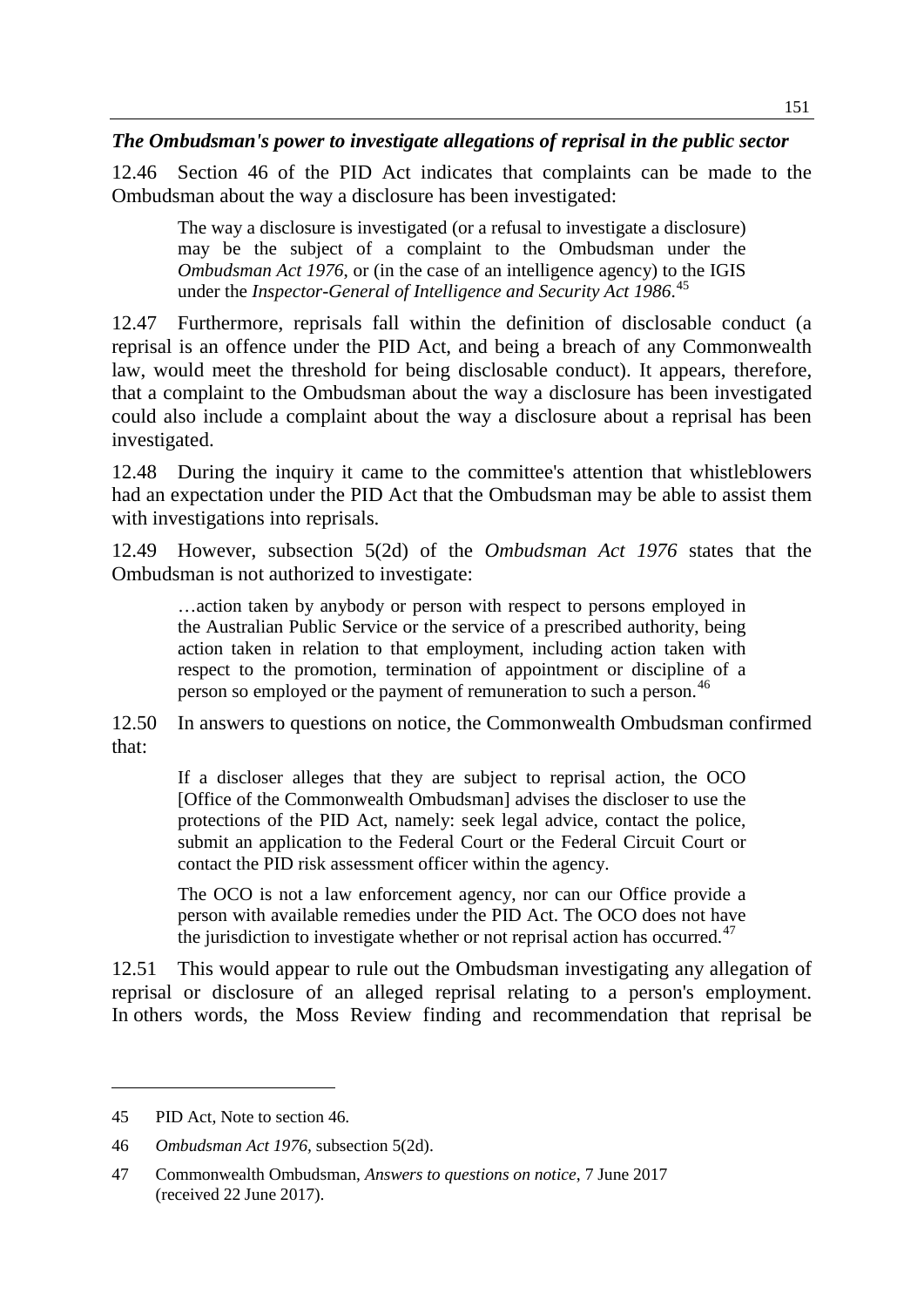### *The Ombudsman's power to investigate allegations of reprisal in the public sector*

12.46 Section 46 of the PID Act indicates that complaints can be made to the Ombudsman about the way a disclosure has been investigated:

> The way a disclosure is investigated (or a refusal to investigate a disclosure) may be the subject of a complaint to the Ombudsman under the *Ombudsman Act 1976*, or (in the case of an intelligence agency) to the IGIS under the *Inspector-General of Intelligence and Security Act 1986*.[45]

12.47 Furthermore, reprisals fall within the definition of disclosable conduct (a reprisal is an offence under the PID Act, and being a breach of any Commonwealth law, would meet the threshold for being disclosable conduct). It appears, therefore, that a complaint to the Ombudsman about the way a disclosure has been investigated could also include a complaint about the way a disclosure about a reprisal has been investigated.

12.48 During the inquiry it came to the committee's attention that whistleblowers had an expectation under the PID Act that the Ombudsman may be able to assist them with investigations into reprisals.

12.49 However, subsection 5(2d) of the *Ombudsman Act 1976* states that the Ombudsman is not authorized to investigate:

> …action taken by anybody or person with respect to persons employed in the Australian Public Service or the service of a prescribed authority, being action taken in relation to that employment, including action taken with respect to the promotion, termination of appointment or discipline of a person so employed or the payment of remuneration to such a person.[46]

12.50 In answers to questions on notice, the Commonwealth Ombudsman confirmed that:

> If a discloser alleges that they are subject to reprisal action, the OCO [Office of the Commonwealth Ombudsman] advises the discloser to use the protections of the PID Act, namely: seek legal advice, contact the police, submit an application to the Federal Court or the Federal Circuit Court or contact the PID risk assessment officer within the agency.
>
> The OCO is not a law enforcement agency, nor can our Office provide a person with available remedies under the PID Act. The OCO does not have the jurisdiction to investigate whether or not reprisal action has occurred.[47]

12.51 This would appear to rule out the Ombudsman investigating any allegation of reprisal or disclosure of an alleged reprisal relating to a person's employment. In others words, the Moss Review finding and recommendation that reprisal be

---

45 PID Act, Note to section 46.

46 *Ombudsman Act 1976*, subsection 5(2d).

47 Commonwealth Ombudsman, *Answers to questions on notice*, 7 June 2017 (received 22 June 2017).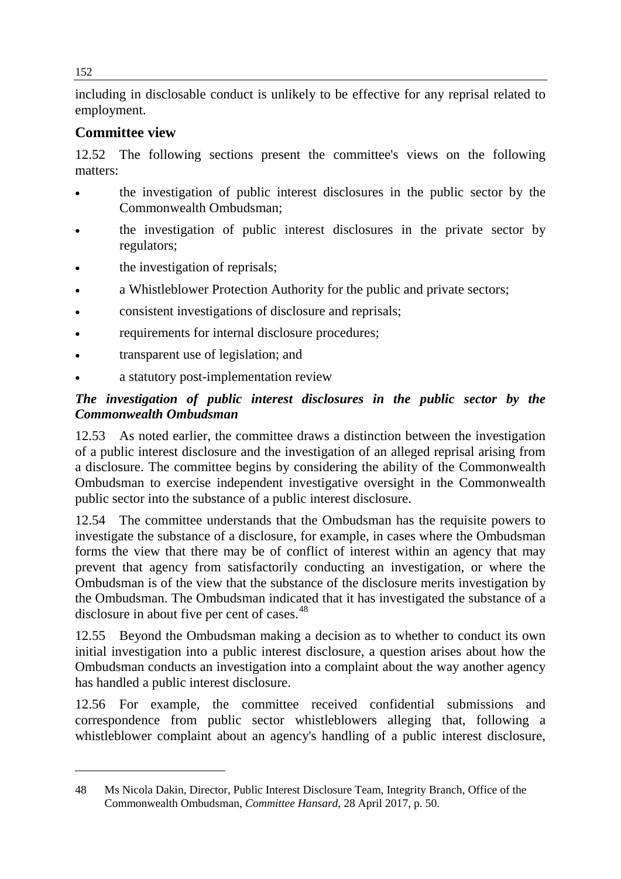including in disclosable conduct is unlikely to be effective for any reprisal related to employment.

## Committee view

12.52 The following sections present the committee's views on the following matters:

- the investigation of public interest disclosures in the public sector by the Commonwealth Ombudsman;
- the investigation of public interest disclosures in the private sector by regulators;
- the investigation of reprisals;
- a Whistleblower Protection Authority for the public and private sectors;
- consistent investigations of disclosure and reprisals;
- requirements for internal disclosure procedures;
- transparent use of legislation; and
- a statutory post-implementation review

### *The investigation of public interest disclosures in the public sector by the Commonwealth Ombudsman*

12.53 As noted earlier, the committee draws a distinction between the investigation of a public interest disclosure and the investigation of an alleged reprisal arising from a disclosure. The committee begins by considering the ability of the Commonwealth Ombudsman to exercise independent investigative oversight in the Commonwealth public sector into the substance of a public interest disclosure.

12.54 The committee understands that the Ombudsman has the requisite powers to investigate the substance of a disclosure, for example, in cases where the Ombudsman forms the view that there may be of conflict of interest within an agency that may prevent that agency from satisfactorily conducting an investigation, or where the Ombudsman is of the view that the substance of the disclosure merits investigation by the Ombudsman. The Ombudsman indicated that it has investigated the substance of a disclosure in about five per cent of cases.[48]

12.55 Beyond the Ombudsman making a decision as to whether to conduct its own initial investigation into a public interest disclosure, a question arises about how the Ombudsman conducts an investigation into a complaint about the way another agency has handled a public interest disclosure.

12.56 For example, the committee received confidential submissions and correspondence from public sector whistleblowers alleging that, following a whistleblower complaint about an agency's handling of a public interest disclosure,

---

48 Ms Nicola Dakin, Director, Public Interest Disclosure Team, Integrity Branch, Office of the Commonwealth Ombudsman, *Committee Hansard*, 28 April 2017, p. 50.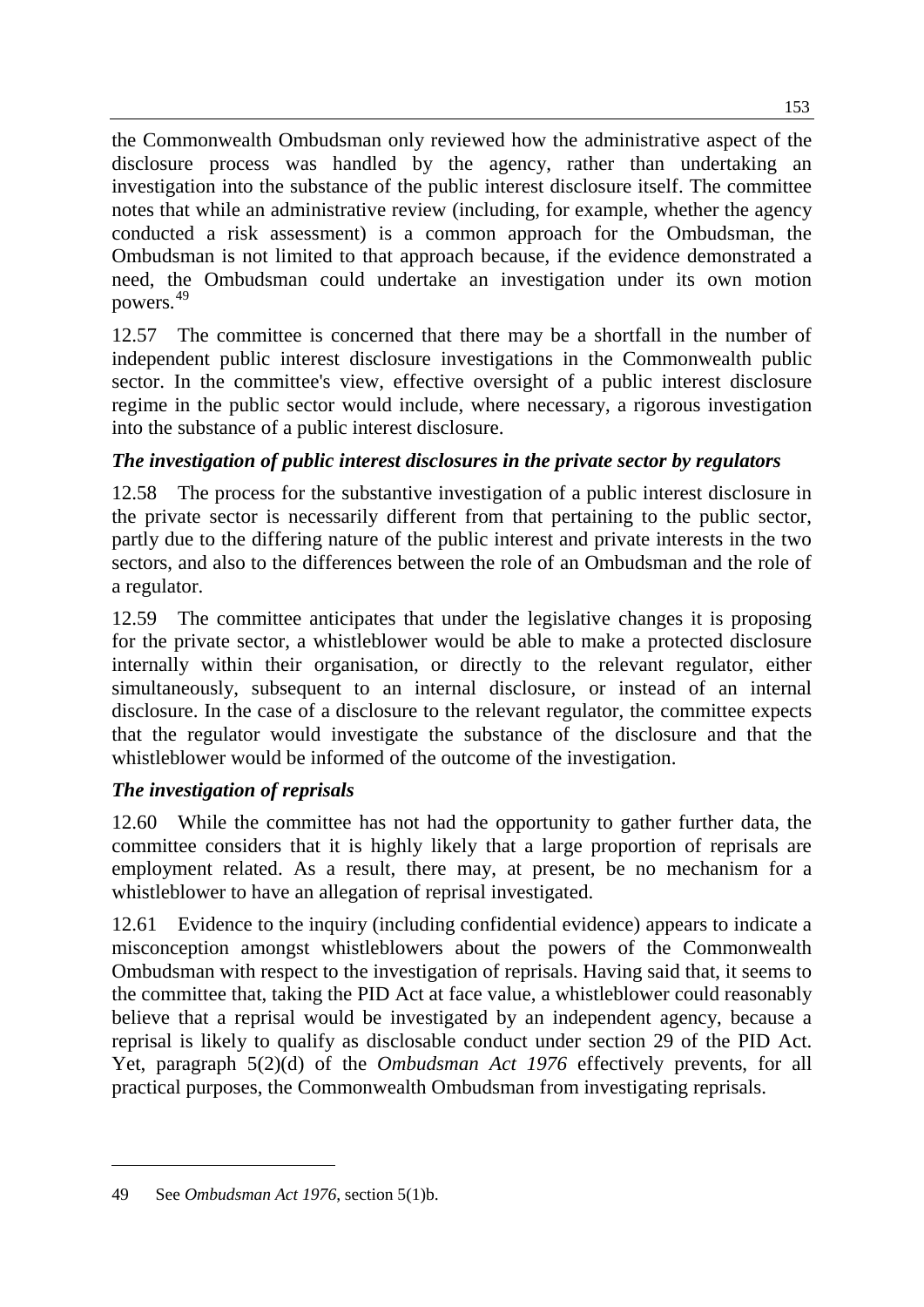the Commonwealth Ombudsman only reviewed how the administrative aspect of the disclosure process was handled by the agency, rather than undertaking an investigation into the substance of the public interest disclosure itself. The committee notes that while an administrative review (including, for example, whether the agency conducted a risk assessment) is a common approach for the Ombudsman, the Ombudsman is not limited to that approach because, if the evidence demonstrated a need, the Ombudsman could undertake an investigation under its own motion powers.[49]

12.57 The committee is concerned that there may be a shortfall in the number of independent public interest disclosure investigations in the Commonwealth public sector. In the committee's view, effective oversight of a public interest disclosure regime in the public sector would include, where necessary, a rigorous investigation into the substance of a public interest disclosure.

### *The investigation of public interest disclosures in the private sector by regulators*

12.58 The process for the substantive investigation of a public interest disclosure in the private sector is necessarily different from that pertaining to the public sector, partly due to the differing nature of the public interest and private interests in the two sectors, and also to the differences between the role of an Ombudsman and the role of a regulator.

12.59 The committee anticipates that under the legislative changes it is proposing for the private sector, a whistleblower would be able to make a protected disclosure internally within their organisation, or directly to the relevant regulator, either simultaneously, subsequent to an internal disclosure, or instead of an internal disclosure. In the case of a disclosure to the relevant regulator, the committee expects that the regulator would investigate the substance of the disclosure and that the whistleblower would be informed of the outcome of the investigation.

### *The investigation of reprisals*

12.60 While the committee has not had the opportunity to gather further data, the committee considers that it is highly likely that a large proportion of reprisals are employment related. As a result, there may, at present, be no mechanism for a whistleblower to have an allegation of reprisal investigated.

12.61 Evidence to the inquiry (including confidential evidence) appears to indicate a misconception amongst whistleblowers about the powers of the Commonwealth Ombudsman with respect to the investigation of reprisals. Having said that, it seems to the committee that, taking the PID Act at face value, a whistleblower could reasonably believe that a reprisal would be investigated by an independent agency, because a reprisal is likely to qualify as disclosable conduct under section 29 of the PID Act. Yet, paragraph 5(2)(d) of the *Ombudsman Act 1976* effectively prevents, for all practical purposes, the Commonwealth Ombudsman from investigating reprisals.

---

49 See *Ombudsman Act 1976*, section 5(1)b.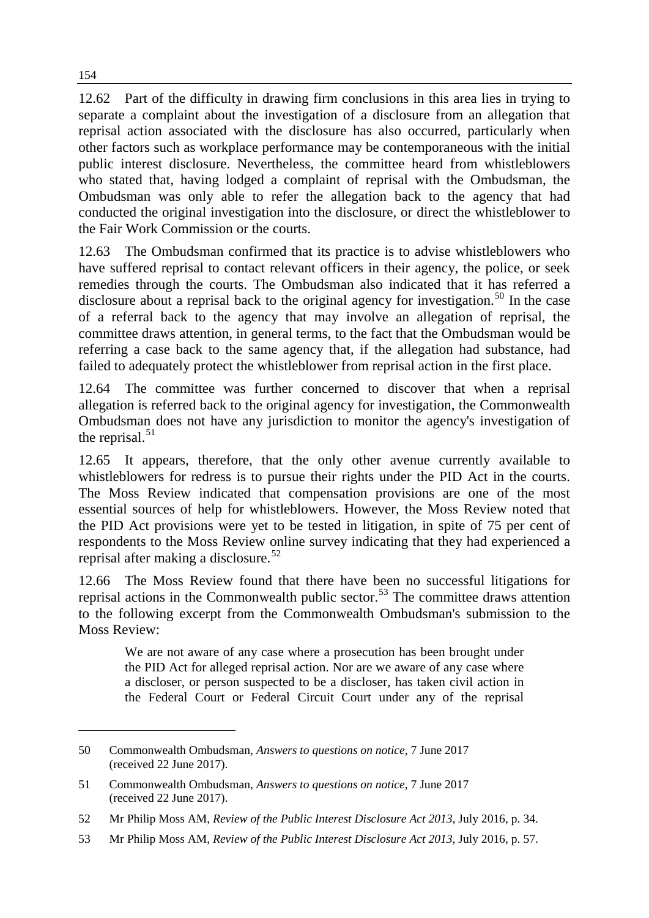12.62 Part of the difficulty in drawing firm conclusions in this area lies in trying to separate a complaint about the investigation of a disclosure from an allegation that reprisal action associated with the disclosure has also occurred, particularly when other factors such as workplace performance may be contemporaneous with the initial public interest disclosure. Nevertheless, the committee heard from whistleblowers who stated that, having lodged a complaint of reprisal with the Ombudsman, the Ombudsman was only able to refer the allegation back to the agency that had conducted the original investigation into the disclosure, or direct the whistleblower to the Fair Work Commission or the courts.

12.63 The Ombudsman confirmed that its practice is to advise whistleblowers who have suffered reprisal to contact relevant officers in their agency, the police, or seek remedies through the courts. The Ombudsman also indicated that it has referred a disclosure about a reprisal back to the original agency for investigation.[50] In the case of a referral back to the agency that may involve an allegation of reprisal, the committee draws attention, in general terms, to the fact that the Ombudsman would be referring a case back to the same agency that, if the allegation had substance, had failed to adequately protect the whistleblower from reprisal action in the first place.

12.64 The committee was further concerned to discover that when a reprisal allegation is referred back to the original agency for investigation, the Commonwealth Ombudsman does not have any jurisdiction to monitor the agency's investigation of the reprisal.[51]

12.65 It appears, therefore, that the only other avenue currently available to whistleblowers for redress is to pursue their rights under the PID Act in the courts. The Moss Review indicated that compensation provisions are one of the most essential sources of help for whistleblowers. However, the Moss Review noted that the PID Act provisions were yet to be tested in litigation, in spite of 75 per cent of respondents to the Moss Review online survey indicating that they had experienced a reprisal after making a disclosure.[52]

12.66 The Moss Review found that there have been no successful litigations for reprisal actions in the Commonwealth public sector.[53] The committee draws attention to the following excerpt from the Commonwealth Ombudsman's submission to the Moss Review:

> We are not aware of any case where a prosecution has been brought under the PID Act for alleged reprisal action. Nor are we aware of any case where a discloser, or person suspected to be a discloser, has taken civil action in the Federal Court or Federal Circuit Court under any of the reprisal

---

50 Commonwealth Ombudsman, *Answers to questions on notice*, 7 June 2017 (received 22 June 2017).

51 Commonwealth Ombudsman, *Answers to questions on notice*, 7 June 2017 (received 22 June 2017).

52 Mr Philip Moss AM, *Review of the Public Interest Disclosure Act 2013*, July 2016, p. 34.

53 Mr Philip Moss AM, *Review of the Public Interest Disclosure Act 2013*, July 2016, p. 57.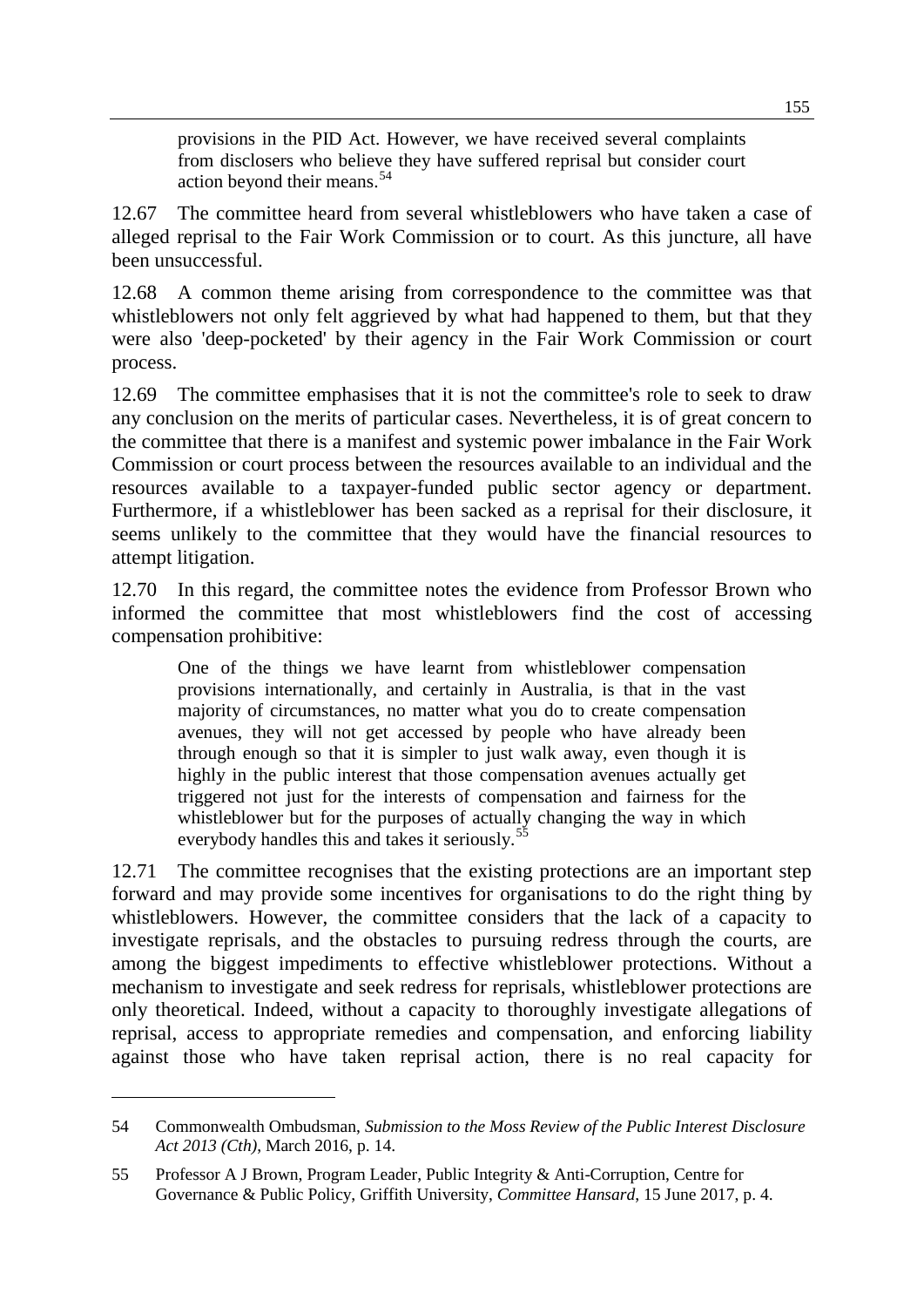> provisions in the PID Act. However, we have received several complaints from disclosers who believe they have suffered reprisal but consider court action beyond their means.[54]

12.67 The committee heard from several whistleblowers who have taken a case of alleged reprisal to the Fair Work Commission or to court. As this juncture, all have been unsuccessful.

12.68 A common theme arising from correspondence to the committee was that whistleblowers not only felt aggrieved by what had happened to them, but that they were also 'deep-pocketed' by their agency in the Fair Work Commission or court process.

12.69 The committee emphasises that it is not the committee's role to seek to draw any conclusion on the merits of particular cases. Nevertheless, it is of great concern to the committee that there is a manifest and systemic power imbalance in the Fair Work Commission or court process between the resources available to an individual and the resources available to a taxpayer-funded public sector agency or department. Furthermore, if a whistleblower has been sacked as a reprisal for their disclosure, it seems unlikely to the committee that they would have the financial resources to attempt litigation.

12.70 In this regard, the committee notes the evidence from Professor Brown who informed the committee that most whistleblowers find the cost of accessing compensation prohibitive:

> One of the things we have learnt from whistleblower compensation provisions internationally, and certainly in Australia, is that in the vast majority of circumstances, no matter what you do to create compensation avenues, they will not get accessed by people who have already been through enough so that it is simpler to just walk away, even though it is highly in the public interest that those compensation avenues actually get triggered not just for the interests of compensation and fairness for the whistleblower but for the purposes of actually changing the way in which everybody handles this and takes it seriously.[55]

12.71 The committee recognises that the existing protections are an important step forward and may provide some incentives for organisations to do the right thing by whistleblowers. However, the committee considers that the lack of a capacity to investigate reprisals, and the obstacles to pursuing redress through the courts, are among the biggest impediments to effective whistleblower protections. Without a mechanism to investigate and seek redress for reprisals, whistleblower protections are only theoretical. Indeed, without a capacity to thoroughly investigate allegations of reprisal, access to appropriate remedies and compensation, and enforcing liability against those who have taken reprisal action, there is no real capacity for

---

54 Commonwealth Ombudsman, *Submission to the Moss Review of the Public Interest Disclosure Act 2013 (Cth)*, March 2016, p. 14.

55 Professor A J Brown, Program Leader, Public Integrity & Anti-Corruption, Centre for Governance & Public Policy, Griffith University, *Committee Hansard*, 15 June 2017, p. 4.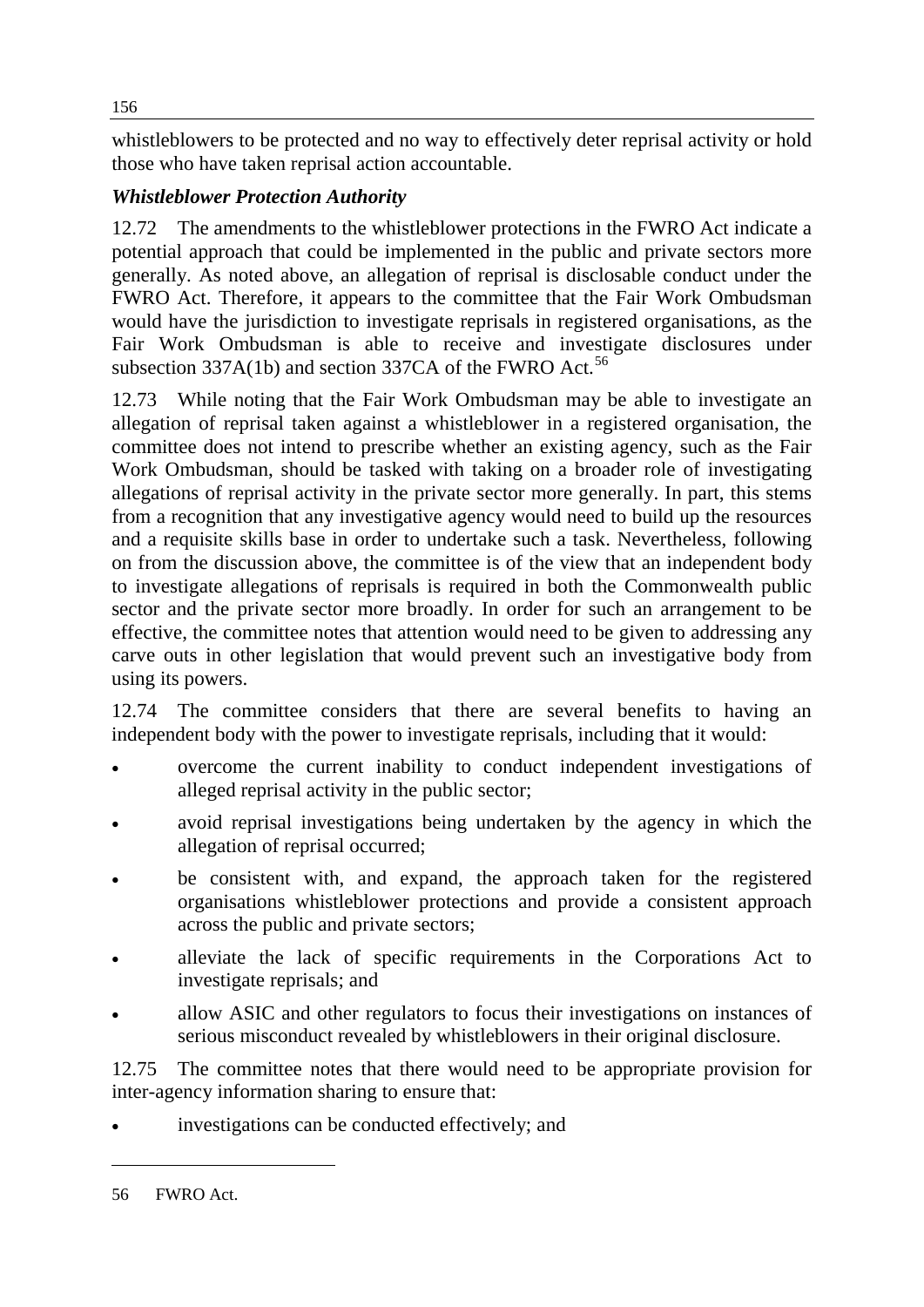whistleblowers to be protected and no way to effectively deter reprisal activity or hold those who have taken reprisal action accountable.

### *Whistleblower Protection Authority*

12.72 The amendments to the whistleblower protections in the FWRO Act indicate a potential approach that could be implemented in the public and private sectors more generally. As noted above, an allegation of reprisal is disclosable conduct under the FWRO Act. Therefore, it appears to the committee that the Fair Work Ombudsman would have the jurisdiction to investigate reprisals in registered organisations, as the Fair Work Ombudsman is able to receive and investigate disclosures under subsection 337A(1b) and section 337CA of the FWRO Act.[56]

12.73 While noting that the Fair Work Ombudsman may be able to investigate an allegation of reprisal taken against a whistleblower in a registered organisation, the committee does not intend to prescribe whether an existing agency, such as the Fair Work Ombudsman, should be tasked with taking on a broader role of investigating allegations of reprisal activity in the private sector more generally. In part, this stems from a recognition that any investigative agency would need to build up the resources and a requisite skills base in order to undertake such a task. Nevertheless, following on from the discussion above, the committee is of the view that an independent body to investigate allegations of reprisals is required in both the Commonwealth public sector and the private sector more broadly. In order for such an arrangement to be effective, the committee notes that attention would need to be given to addressing any carve outs in other legislation that would prevent such an investigative body from using its powers.

12.74 The committee considers that there are several benefits to having an independent body with the power to investigate reprisals, including that it would:

- overcome the current inability to conduct independent investigations of alleged reprisal activity in the public sector;
- avoid reprisal investigations being undertaken by the agency in which the allegation of reprisal occurred;
- be consistent with, and expand, the approach taken for the registered organisations whistleblower protections and provide a consistent approach across the public and private sectors;
- alleviate the lack of specific requirements in the Corporations Act to investigate reprisals; and
- allow ASIC and other regulators to focus their investigations on instances of serious misconduct revealed by whistleblowers in their original disclosure.

12.75 The committee notes that there would need to be appropriate provision for inter-agency information sharing to ensure that:

- investigations can be conducted effectively; and

---

56 FWRO Act.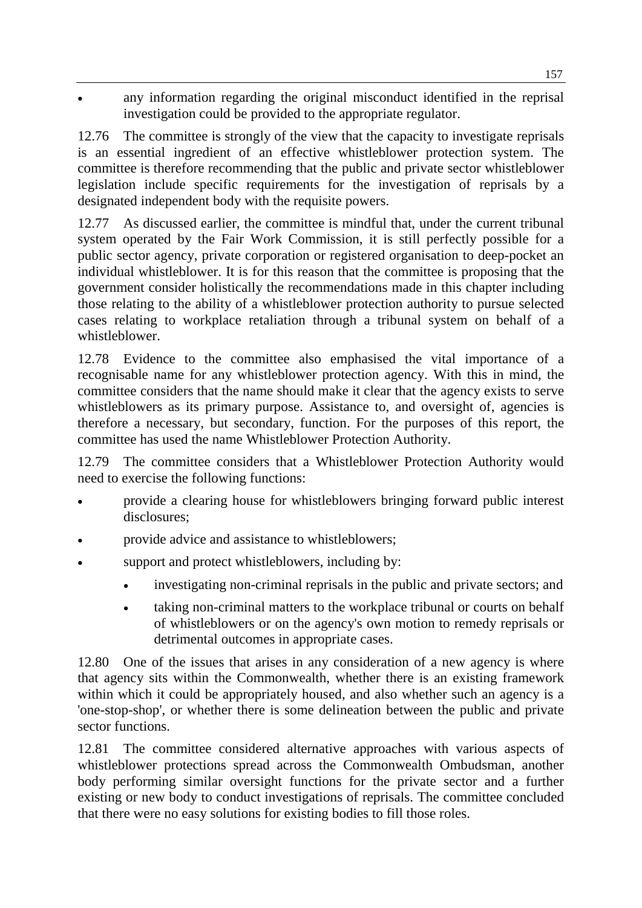- any information regarding the original misconduct identified in the reprisal investigation could be provided to the appropriate regulator.

12.76 The committee is strongly of the view that the capacity to investigate reprisals is an essential ingredient of an effective whistleblower protection system. The committee is therefore recommending that the public and private sector whistleblower legislation include specific requirements for the investigation of reprisals by a designated independent body with the requisite powers.

12.77 As discussed earlier, the committee is mindful that, under the current tribunal system operated by the Fair Work Commission, it is still perfectly possible for a public sector agency, private corporation or registered organisation to deep-pocket an individual whistleblower. It is for this reason that the committee is proposing that the government consider holistically the recommendations made in this chapter including those relating to the ability of a whistleblower protection authority to pursue selected cases relating to workplace retaliation through a tribunal system on behalf of a whistleblower.

12.78 Evidence to the committee also emphasised the vital importance of a recognisable name for any whistleblower protection agency. With this in mind, the committee considers that the name should make it clear that the agency exists to serve whistleblowers as its primary purpose. Assistance to, and oversight of, agencies is therefore a necessary, but secondary, function. For the purposes of this report, the committee has used the name Whistleblower Protection Authority.

12.79 The committee considers that a Whistleblower Protection Authority would need to exercise the following functions:

- provide a clearing house for whistleblowers bringing forward public interest disclosures;
- provide advice and assistance to whistleblowers;
- support and protect whistleblowers, including by:
  - investigating non-criminal reprisals in the public and private sectors; and
  - taking non-criminal matters to the workplace tribunal or courts on behalf of whistleblowers or on the agency's own motion to remedy reprisals or detrimental outcomes in appropriate cases.

12.80 One of the issues that arises in any consideration of a new agency is where that agency sits within the Commonwealth, whether there is an existing framework within which it could be appropriately housed, and also whether such an agency is a 'one-stop-shop', or whether there is some delineation between the public and private sector functions.

12.81 The committee considered alternative approaches with various aspects of whistleblower protections spread across the Commonwealth Ombudsman, another body performing similar oversight functions for the private sector and a further existing or new body to conduct investigations of reprisals. The committee concluded that there were no easy solutions for existing bodies to fill those roles.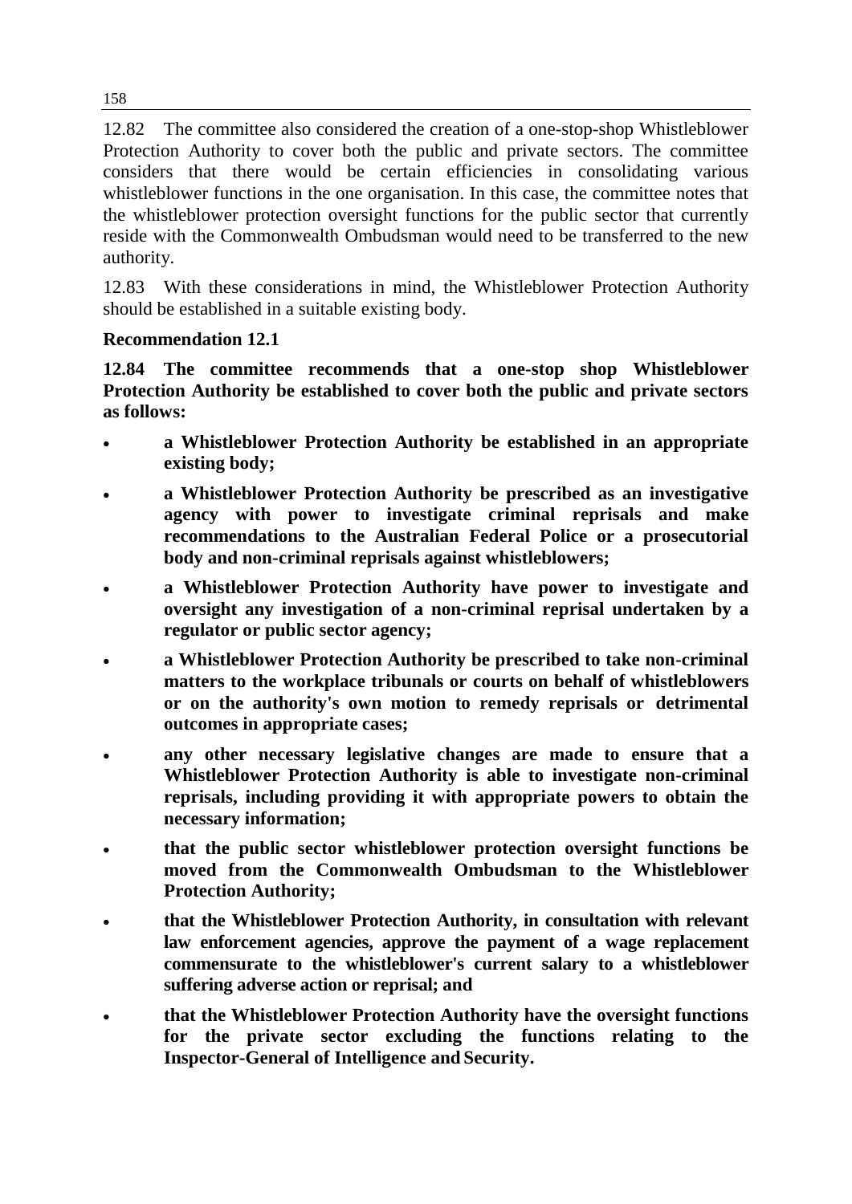12.82 The committee also considered the creation of a one-stop-shop Whistleblower Protection Authority to cover both the public and private sectors. The committee considers that there would be certain efficiencies in consolidating various whistleblower functions in the one organisation. In this case, the committee notes that the whistleblower protection oversight functions for the public sector that currently reside with the Commonwealth Ombudsman would need to be transferred to the new authority.

12.83 With these considerations in mind, the Whistleblower Protection Authority should be established in a suitable existing body.

**Recommendation 12.1**

**12.84 The committee recommends that a one-stop shop Whistleblower Protection Authority be established to cover both the public and private sectors as follows:**

- **a Whistleblower Protection Authority be established in an appropriate existing body;**
- **a Whistleblower Protection Authority be prescribed as an investigative agency with power to investigate criminal reprisals and make recommendations to the Australian Federal Police or a prosecutorial body and non-criminal reprisals against whistleblowers;**
- **a Whistleblower Protection Authority have power to investigate and oversight any investigation of a non-criminal reprisal undertaken by a regulator or public sector agency;**
- **a Whistleblower Protection Authority be prescribed to take non-criminal matters to the workplace tribunals or courts on behalf of whistleblowers or on the authority's own motion to remedy reprisals or detrimental outcomes in appropriate cases;**
- **any other necessary legislative changes are made to ensure that a Whistleblower Protection Authority is able to investigate non-criminal reprisals, including providing it with appropriate powers to obtain the necessary information;**
- **that the public sector whistleblower protection oversight functions be moved from the Commonwealth Ombudsman to the Whistleblower Protection Authority;**
- **that the Whistleblower Protection Authority, in consultation with relevant law enforcement agencies, approve the payment of a wage replacement commensurate to the whistleblower's current salary to a whistleblower suffering adverse action or reprisal; and**
- **that the Whistleblower Protection Authority have the oversight functions for the private sector excluding the functions relating to the Inspector-General of Intelligence and Security.**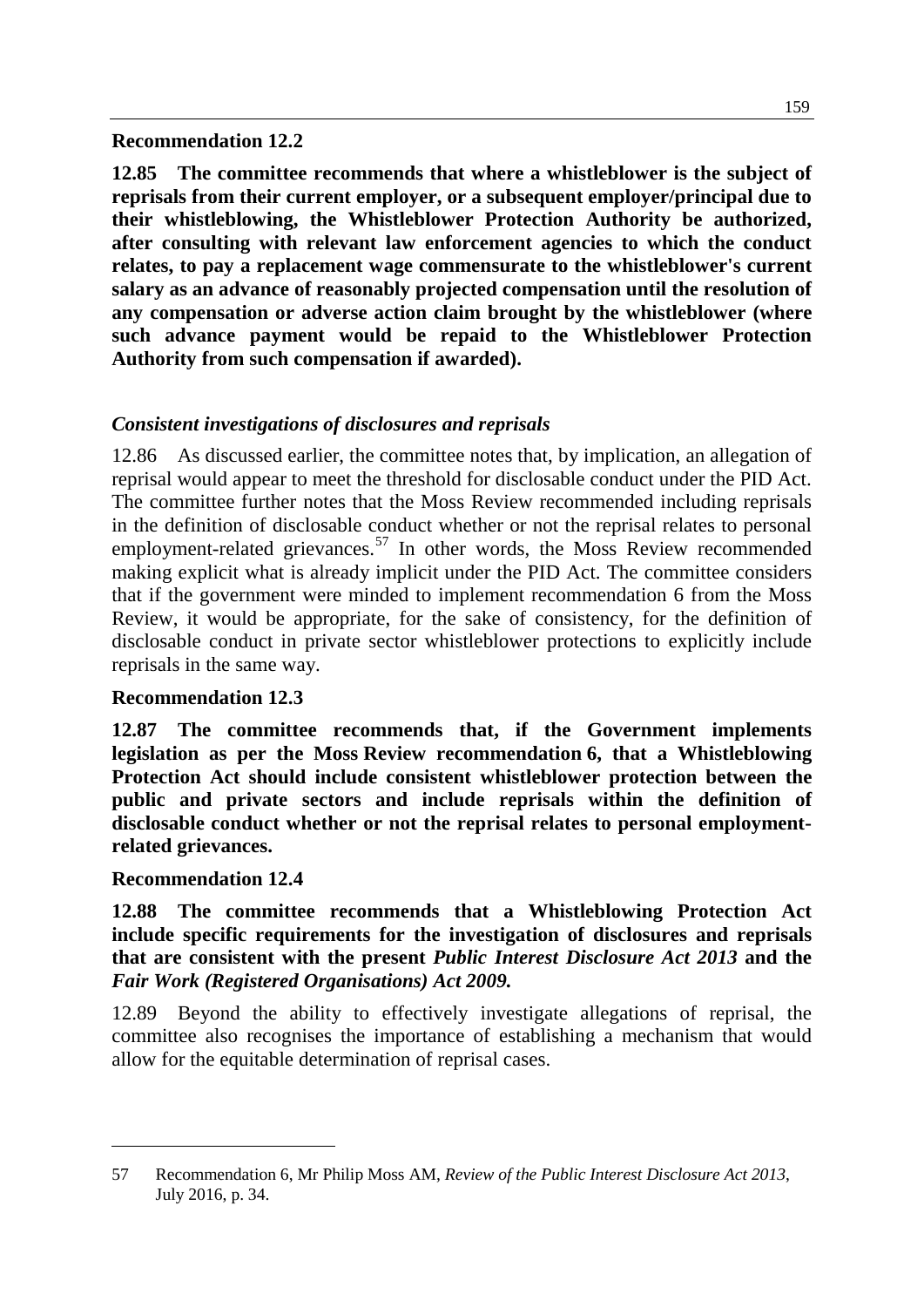**Recommendation 12.2**

**12.85 The committee recommends that where a whistleblower is the subject of reprisals from their current employer, or a subsequent employer/principal due to their whistleblowing, the Whistleblower Protection Authority be authorized, after consulting with relevant law enforcement agencies to which the conduct relates, to pay a replacement wage commensurate to the whistleblower's current salary as an advance of reasonably projected compensation until the resolution of any compensation or adverse action claim brought by the whistleblower (where such advance payment would be repaid to the Whistleblower Protection Authority from such compensation if awarded).**

### *Consistent investigations of disclosures and reprisals*

12.86 As discussed earlier, the committee notes that, by implication, an allegation of reprisal would appear to meet the threshold for disclosable conduct under the PID Act. The committee further notes that the Moss Review recommended including reprisals in the definition of disclosable conduct whether or not the reprisal relates to personal employment-related grievances.[57] In other words, the Moss Review recommended making explicit what is already implicit under the PID Act. The committee considers that if the government were minded to implement recommendation 6 from the Moss Review, it would be appropriate, for the sake of consistency, for the definition of disclosable conduct in private sector whistleblower protections to explicitly include reprisals in the same way.

**Recommendation 12.3**

**12.87 The committee recommends that, if the Government implements legislation as per the Moss Review recommendation 6, that a Whistleblowing Protection Act should include consistent whistleblower protection between the public and private sectors and include reprisals within the definition of disclosable conduct whether or not the reprisal relates to personal employment-related grievances.**

**Recommendation 12.4**

**12.88 The committee recommends that a Whistleblowing Protection Act include specific requirements for the investigation of disclosures and reprisals that are consistent with the present *Public Interest Disclosure Act 2013* and the *Fair Work (Registered Organisations) Act 2009.***

12.89 Beyond the ability to effectively investigate allegations of reprisal, the committee also recognises the importance of establishing a mechanism that would allow for the equitable determination of reprisal cases.

---

57 Recommendation 6, Mr Philip Moss AM, *Review of the Public Interest Disclosure Act 2013*, July 2016, p. 34.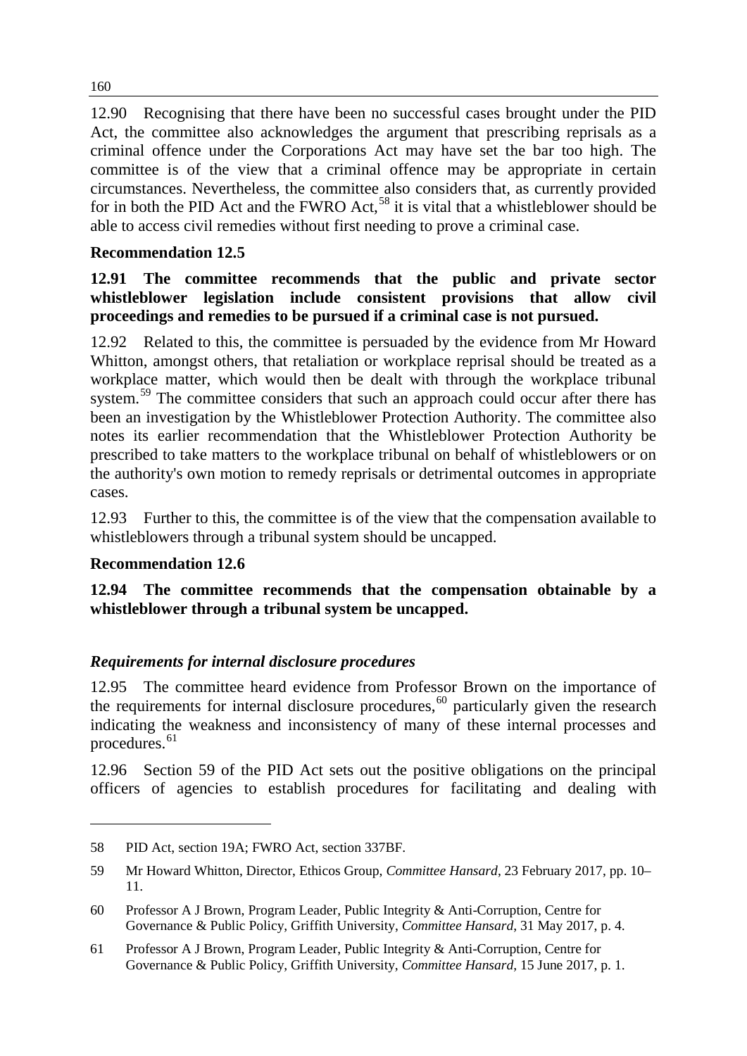12.90 Recognising that there have been no successful cases brought under the PID Act, the committee also acknowledges the argument that prescribing reprisals as a criminal offence under the Corporations Act may have set the bar too high. The committee is of the view that a criminal offence may be appropriate in certain circumstances. Nevertheless, the committee also considers that, as currently provided for in both the PID Act and the FWRO Act,[58] it is vital that a whistleblower should be able to access civil remedies without first needing to prove a criminal case.

**Recommendation 12.5**

**12.91 The committee recommends that the public and private sector whistleblower legislation include consistent provisions that allow civil proceedings and remedies to be pursued if a criminal case is not pursued.**

12.92 Related to this, the committee is persuaded by the evidence from Mr Howard Whitton, amongst others, that retaliation or workplace reprisal should be treated as a workplace matter, which would then be dealt with through the workplace tribunal system.[59] The committee considers that such an approach could occur after there has been an investigation by the Whistleblower Protection Authority. The committee also notes its earlier recommendation that the Whistleblower Protection Authority be prescribed to take matters to the workplace tribunal on behalf of whistleblowers or on the authority's own motion to remedy reprisals or detrimental outcomes in appropriate cases.

12.93 Further to this, the committee is of the view that the compensation available to whistleblowers through a tribunal system should be uncapped.

**Recommendation 12.6**

**12.94 The committee recommends that the compensation obtainable by a whistleblower through a tribunal system be uncapped.**

### *Requirements for internal disclosure procedures*

12.95 The committee heard evidence from Professor Brown on the importance of the requirements for internal disclosure procedures,[60] particularly given the research indicating the weakness and inconsistency of many of these internal processes and procedures.[61]

12.96 Section 59 of the PID Act sets out the positive obligations on the principal officers of agencies to establish procedures for facilitating and dealing with

---

58 PID Act, section 19A; FWRO Act, section 337BF.

59 Mr Howard Whitton, Director, Ethicos Group, *Committee Hansard*, 23 February 2017, pp. 10–11.

60 Professor A J Brown, Program Leader, Public Integrity & Anti-Corruption, Centre for Governance & Public Policy, Griffith University, *Committee Hansard*, 31 May 2017, p. 4.

61 Professor A J Brown, Program Leader, Public Integrity & Anti-Corruption, Centre for Governance & Public Policy, Griffith University, *Committee Hansard*, 15 June 2017, p. 1.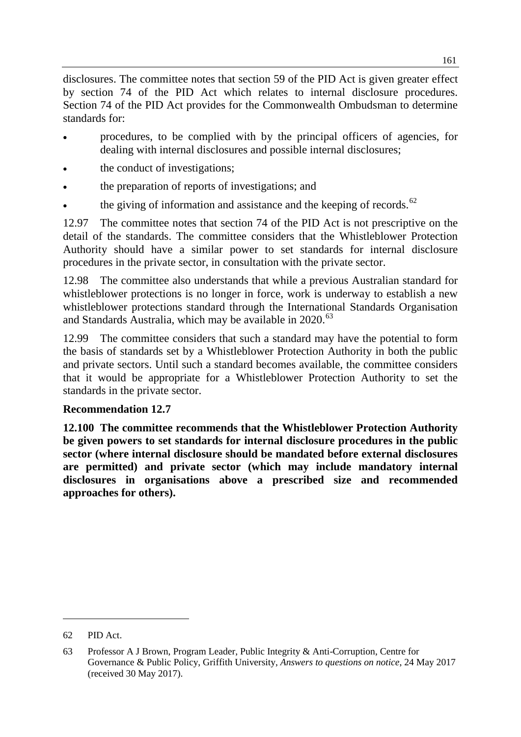disclosures. The committee notes that section 59 of the PID Act is given greater effect by section 74 of the PID Act which relates to internal disclosure procedures. Section 74 of the PID Act provides for the Commonwealth Ombudsman to determine standards for:

- procedures, to be complied with by the principal officers of agencies, for dealing with internal disclosures and possible internal disclosures;
- the conduct of investigations;
- the preparation of reports of investigations; and
- the giving of information and assistance and the keeping of records.[62]

12.97 The committee notes that section 74 of the PID Act is not prescriptive on the detail of the standards. The committee considers that the Whistleblower Protection Authority should have a similar power to set standards for internal disclosure procedures in the private sector, in consultation with the private sector.

12.98 The committee also understands that while a previous Australian standard for whistleblower protections is no longer in force, work is underway to establish a new whistleblower protections standard through the International Standards Organisation and Standards Australia, which may be available in 2020.[63]

12.99 The committee considers that such a standard may have the potential to form the basis of standards set by a Whistleblower Protection Authority in both the public and private sectors. Until such a standard becomes available, the committee considers that it would be appropriate for a Whistleblower Protection Authority to set the standards in the private sector.

**Recommendation 12.7**

**12.100 The committee recommends that the Whistleblower Protection Authority be given powers to set standards for internal disclosure procedures in the public sector (where internal disclosure should be mandated before external disclosures are permitted) and private sector (which may include mandatory internal disclosures in organisations above a prescribed size and recommended approaches for others).**

---

62 PID Act.

63 Professor A J Brown, Program Leader, Public Integrity & Anti-Corruption, Centre for Governance & Public Policy, Griffith University, *Answers to questions on notice*, 24 May 2017 (received 30 May 2017).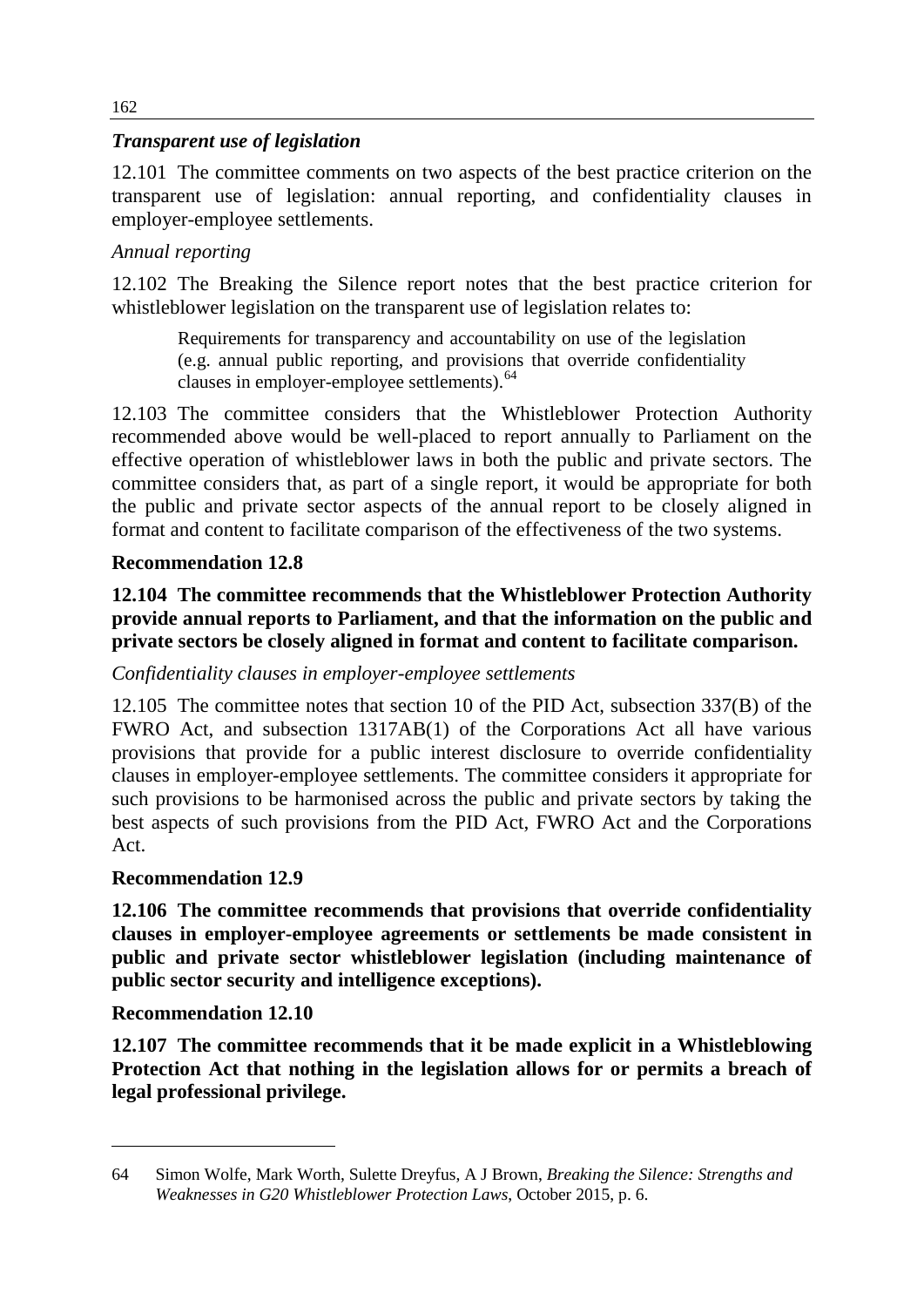### *Transparent use of legislation*

12.101 The committee comments on two aspects of the best practice criterion on the transparent use of legislation: annual reporting, and confidentiality clauses in employer-employee settlements.

*Annual reporting*

12.102 The Breaking the Silence report notes that the best practice criterion for whistleblower legislation on the transparent use of legislation relates to:

> Requirements for transparency and accountability on use of the legislation (e.g. annual public reporting, and provisions that override confidentiality clauses in employer-employee settlements).[64]

12.103 The committee considers that the Whistleblower Protection Authority recommended above would be well-placed to report annually to Parliament on the effective operation of whistleblower laws in both the public and private sectors. The committee considers that, as part of a single report, it would be appropriate for both the public and private sector aspects of the annual report to be closely aligned in format and content to facilitate comparison of the effectiveness of the two systems.

**Recommendation 12.8**

**12.104 The committee recommends that the Whistleblower Protection Authority provide annual reports to Parliament, and that the information on the public and private sectors be closely aligned in format and content to facilitate comparison.**

*Confidentiality clauses in employer-employee settlements*

12.105 The committee notes that section 10 of the PID Act, subsection 337(B) of the FWRO Act, and subsection 1317AB(1) of the Corporations Act all have various provisions that provide for a public interest disclosure to override confidentiality clauses in employer-employee settlements. The committee considers it appropriate for such provisions to be harmonised across the public and private sectors by taking the best aspects of such provisions from the PID Act, FWRO Act and the Corporations Act.

**Recommendation 12.9**

**12.106 The committee recommends that provisions that override confidentiality clauses in employer-employee agreements or settlements be made consistent in public and private sector whistleblower legislation (including maintenance of public sector security and intelligence exceptions).**

**Recommendation 12.10**

**12.107 The committee recommends that it be made explicit in a Whistleblowing Protection Act that nothing in the legislation allows for or permits a breach of legal professional privilege.**

---

64 Simon Wolfe, Mark Worth, Sulette Dreyfus, A J Brown, *Breaking the Silence: Strengths and Weaknesses in G20 Whistleblower Protection Laws*, October 2015, p. 6.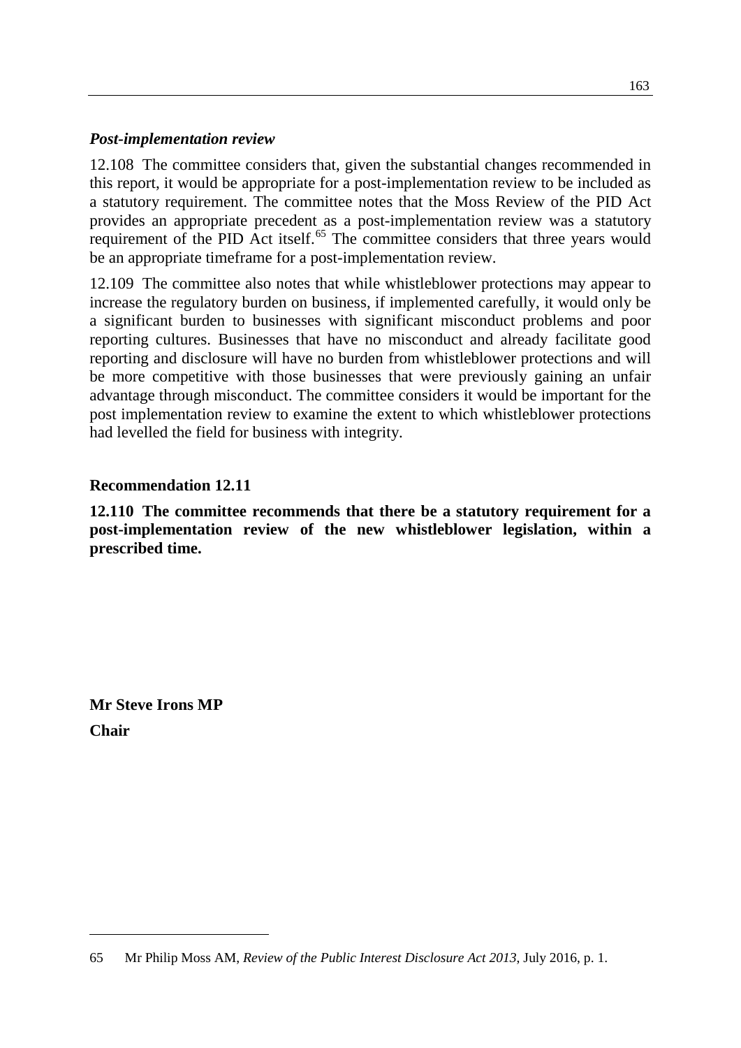### *Post-implementation review*

12.108 The committee considers that, given the substantial changes recommended in this report, it would be appropriate for a post-implementation review to be included as a statutory requirement. The committee notes that the Moss Review of the PID Act provides an appropriate precedent as a post-implementation review was a statutory requirement of the PID Act itself.[65] The committee considers that three years would be an appropriate timeframe for a post-implementation review.

12.109 The committee also notes that while whistleblower protections may appear to increase the regulatory burden on business, if implemented carefully, it would only be a significant burden to businesses with significant misconduct problems and poor reporting cultures. Businesses that have no misconduct and already facilitate good reporting and disclosure will have no burden from whistleblower protections and will be more competitive with those businesses that were previously gaining an unfair advantage through misconduct. The committee considers it would be important for the post implementation review to examine the extent to which whistleblower protections had levelled the field for business with integrity.

**Recommendation 12.11**

**12.110 The committee recommends that there be a statutory requirement for a post-implementation review of the new whistleblower legislation, within a prescribed time.**

**Mr Steve Irons MP**

**Chair**

---

65 Mr Philip Moss AM, *Review of the Public Interest Disclosure Act 2013*, July 2016, p. 1.